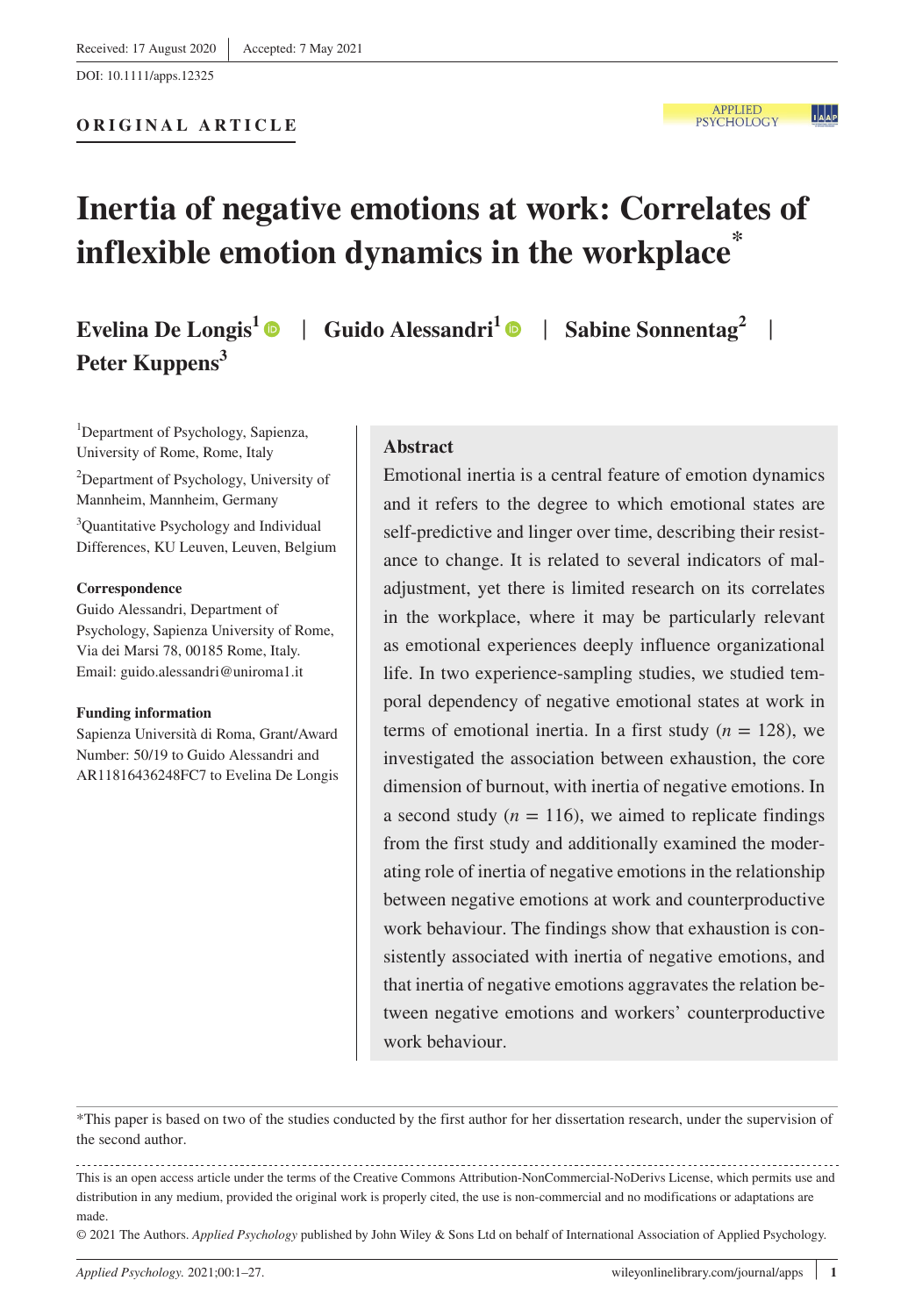Received: 17 August 2020 | Accepted: 7 May 2021

DOI: 10.1111/apps.12325

**ORIGINAL ARTICLE**

# Inertia of negative emotions at work: Correlates of inflexible emotion dynamics in the workplace*

**Evelina De Longis**[1] | **Guido Alessandri**[1] | **Sabine Sonnentag**[2] | **Peter Kuppens**[3]

[1]Department of Psychology, Sapienza, University of Rome, Rome, Italy

[2]Department of Psychology, University of Mannheim, Mannheim, Germany

[3]Quantitative Psychology and Individual Differences, KU Leuven, Leuven, Belgium

**Correspondence**
Guido Alessandri, Department of Psychology, Sapienza University of Rome, Via dei Marsi 78, 00185 Rome, Italy.
Email: guido.alessandri@uniroma1.it

**Funding information**
Sapienza Università di Roma, Grant/Award Number: 50/19 to Guido Alessandri and AR11816436248FC7 to Evelina De Longis

## Abstract

Emotional inertia is a central feature of emotion dynamics and it refers to the degree to which emotional states are self-predictive and linger over time, describing their resistance to change. It is related to several indicators of maladjustment, yet there is limited research on its correlates in the workplace, where it may be particularly relevant as emotional experiences deeply influence organizational life. In two experience-sampling studies, we studied temporal dependency of negative emotional states at work in terms of emotional inertia. In a first study ($n$ = 128), we investigated the association between exhaustion, the core dimension of burnout, with inertia of negative emotions. In a second study ($n$ = 116), we aimed to replicate findings from the first study and additionally examined the moderating role of inertia of negative emotions in the relationship between negative emotions at work and counterproductive work behaviour. The findings show that exhaustion is consistently associated with inertia of negative emotions, and that inertia of negative emotions aggravates the relation between negative emotions and workers' counterproductive work behaviour.

*This paper is based on two of the studies conducted by the first author for her dissertation research, under the supervision of the second author.

This is an open access article under the terms of the Creative Commons Attribution-NonCommercial-NoDerivs License, which permits use and distribution in any medium, provided the original work is properly cited, the use is non-commercial and no modifications or adaptations are made.
© 2021 The Authors. *Applied Psychology* published by John Wiley & Sons Ltd on behalf of International Association of Applied Psychology.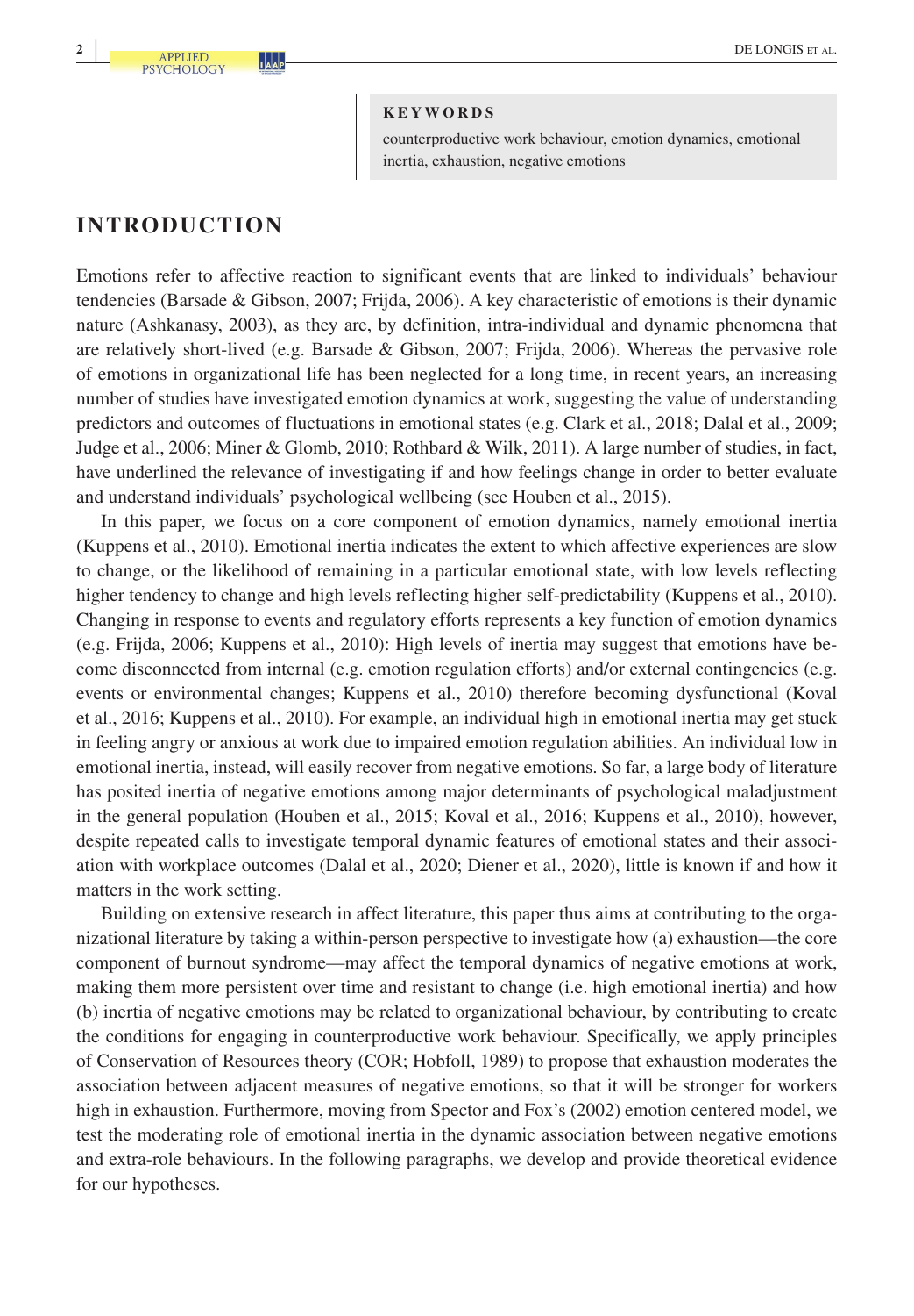**KEYWORDS**

counterproductive work behaviour, emotion dynamics, emotional inertia, exhaustion, negative emotions

# INTRODUCTION

Emotions refer to affective reaction to significant events that are linked to individuals' behaviour tendencies (Barsade & Gibson, 2007; Frijda, 2006). A key characteristic of emotions is their dynamic nature (Ashkanasy, 2003), as they are, by definition, intra-individual and dynamic phenomena that are relatively short-lived (e.g. Barsade & Gibson, 2007; Frijda, 2006). Whereas the pervasive role of emotions in organizational life has been neglected for a long time, in recent years, an increasing number of studies have investigated emotion dynamics at work, suggesting the value of understanding predictors and outcomes of fluctuations in emotional states (e.g. Clark et al., 2018; Dalal et al., 2009; Judge et al., 2006; Miner & Glomb, 2010; Rothbard & Wilk, 2011). A large number of studies, in fact, have underlined the relevance of investigating if and how feelings change in order to better evaluate and understand individuals' psychological wellbeing (see Houben et al., 2015).

In this paper, we focus on a core component of emotion dynamics, namely emotional inertia (Kuppens et al., 2010). Emotional inertia indicates the extent to which affective experiences are slow to change, or the likelihood of remaining in a particular emotional state, with low levels reflecting higher tendency to change and high levels reflecting higher self-predictability (Kuppens et al., 2010). Changing in response to events and regulatory efforts represents a key function of emotion dynamics (e.g. Frijda, 2006; Kuppens et al., 2010): High levels of inertia may suggest that emotions have become disconnected from internal (e.g. emotion regulation efforts) and/or external contingencies (e.g. events or environmental changes; Kuppens et al., 2010) therefore becoming dysfunctional (Koval et al., 2016; Kuppens et al., 2010). For example, an individual high in emotional inertia may get stuck in feeling angry or anxious at work due to impaired emotion regulation abilities. An individual low in emotional inertia, instead, will easily recover from negative emotions. So far, a large body of literature has posited inertia of negative emotions among major determinants of psychological maladjustment in the general population (Houben et al., 2015; Koval et al., 2016; Kuppens et al., 2010), however, despite repeated calls to investigate temporal dynamic features of emotional states and their association with workplace outcomes (Dalal et al., 2020; Diener et al., 2020), little is known if and how it matters in the work setting.

Building on extensive research in affect literature, this paper thus aims at contributing to the organizational literature by taking a within-person perspective to investigate how (a) exhaustion—the core component of burnout syndrome—may affect the temporal dynamics of negative emotions at work, making them more persistent over time and resistant to change (i.e. high emotional inertia) and how (b) inertia of negative emotions may be related to organizational behaviour, by contributing to create the conditions for engaging in counterproductive work behaviour. Specifically, we apply principles of Conservation of Resources theory (COR; Hobfoll, 1989) to propose that exhaustion moderates the association between adjacent measures of negative emotions, so that it will be stronger for workers high in exhaustion. Furthermore, moving from Spector and Fox's (2002) emotion centered model, we test the moderating role of emotional inertia in the dynamic association between negative emotions and extra-role behaviours. In the following paragraphs, we develop and provide theoretical evidence for our hypotheses.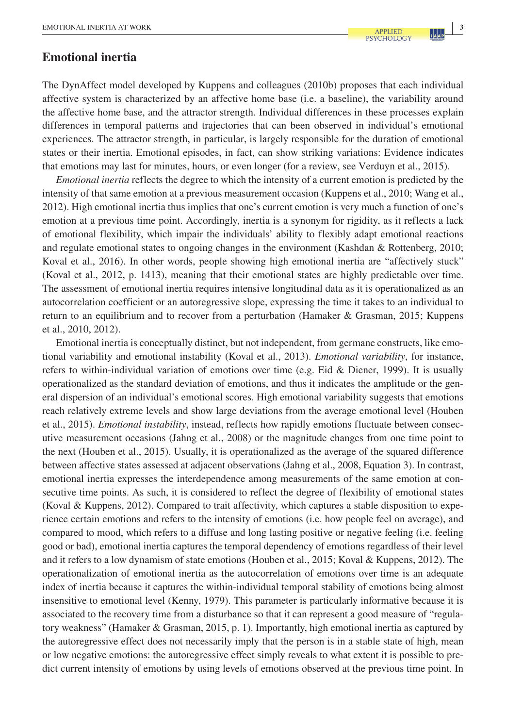## Emotional inertia

The DynAffect model developed by Kuppens and colleagues (2010b) proposes that each individual affective system is characterized by an affective home base (i.e. a baseline), the variability around the affective home base, and the attractor strength. Individual differences in these processes explain differences in temporal patterns and trajectories that can been observed in individual's emotional experiences. The attractor strength, in particular, is largely responsible for the duration of emotional states or their inertia. Emotional episodes, in fact, can show striking variations: Evidence indicates that emotions may last for minutes, hours, or even longer (for a review, see Verduyn et al., 2015).

*Emotional inertia* reflects the degree to which the intensity of a current emotion is predicted by the intensity of that same emotion at a previous measurement occasion (Kuppens et al., 2010; Wang et al., 2012). High emotional inertia thus implies that one's current emotion is very much a function of one's emotion at a previous time point. Accordingly, inertia is a synonym for rigidity, as it reflects a lack of emotional flexibility, which impair the individuals' ability to flexibly adapt emotional reactions and regulate emotional states to ongoing changes in the environment (Kashdan & Rottenberg, 2010; Koval et al., 2016). In other words, people showing high emotional inertia are "affectively stuck" (Koval et al., 2012, p. 1413), meaning that their emotional states are highly predictable over time. The assessment of emotional inertia requires intensive longitudinal data as it is operationalized as an autocorrelation coefficient or an autoregressive slope, expressing the time it takes to an individual to return to an equilibrium and to recover from a perturbation (Hamaker & Grasman, 2015; Kuppens et al., 2010, 2012).

Emotional inertia is conceptually distinct, but not independent, from germane constructs, like emotional variability and emotional instability (Koval et al., 2013). *Emotional variability*, for instance, refers to within-individual variation of emotions over time (e.g. Eid & Diener, 1999). It is usually operationalized as the standard deviation of emotions, and thus it indicates the amplitude or the general dispersion of an individual's emotional scores. High emotional variability suggests that emotions reach relatively extreme levels and show large deviations from the average emotional level (Houben et al., 2015). *Emotional instability*, instead, reflects how rapidly emotions fluctuate between consecutive measurement occasions (Jahng et al., 2008) or the magnitude changes from one time point to the next (Houben et al., 2015). Usually, it is operationalized as the average of the squared difference between affective states assessed at adjacent observations (Jahng et al., 2008, Equation 3). In contrast, emotional inertia expresses the interdependence among measurements of the same emotion at consecutive time points. As such, it is considered to reflect the degree of flexibility of emotional states (Koval & Kuppens, 2012). Compared to trait affectivity, which captures a stable disposition to experience certain emotions and refers to the intensity of emotions (i.e. how people feel on average), and compared to mood, which refers to a diffuse and long lasting positive or negative feeling (i.e. feeling good or bad), emotional inertia captures the temporal dependency of emotions regardless of their level and it refers to a low dynamism of state emotions (Houben et al., 2015; Koval & Kuppens, 2012). The operationalization of emotional inertia as the autocorrelation of emotions over time is an adequate index of inertia because it captures the within-individual temporal stability of emotions being almost insensitive to emotional level (Kenny, 1979). This parameter is particularly informative because it is associated to the recovery time from a disturbance so that it can represent a good measure of "regulatory weakness" (Hamaker & Grasman, 2015, p. 1). Importantly, high emotional inertia as captured by the autoregressive effect does not necessarily imply that the person is in a stable state of high, mean or low negative emotions: the autoregressive effect simply reveals to what extent it is possible to predict current intensity of emotions by using levels of emotions observed at the previous time point. In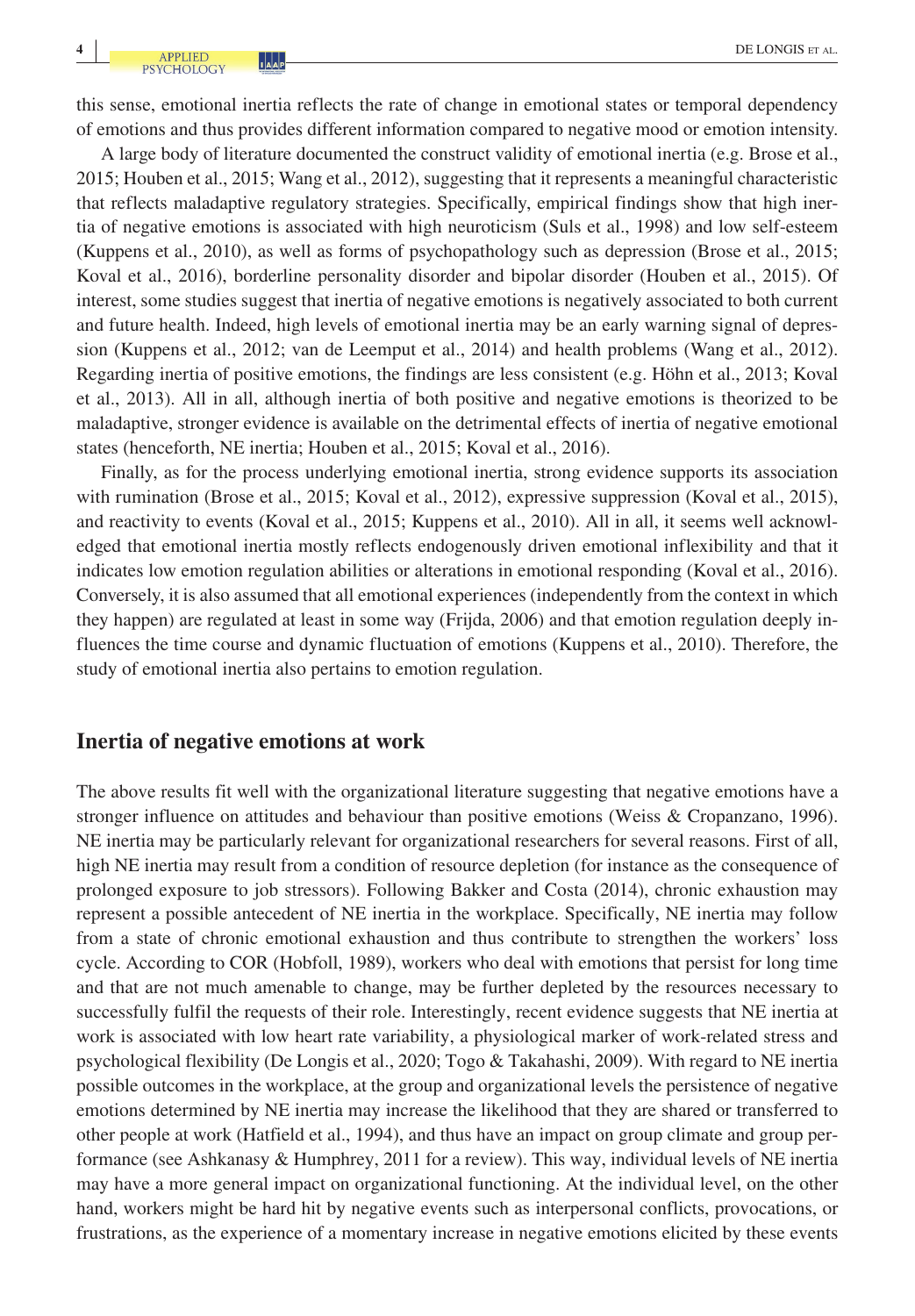this sense, emotional inertia reflects the rate of change in emotional states or temporal dependency of emotions and thus provides different information compared to negative mood or emotion intensity.

A large body of literature documented the construct validity of emotional inertia (e.g. Brose et al., 2015; Houben et al., 2015; Wang et al., 2012), suggesting that it represents a meaningful characteristic that reflects maladaptive regulatory strategies. Specifically, empirical findings show that high inertia of negative emotions is associated with high neuroticism (Suls et al., 1998) and low self-esteem (Kuppens et al., 2010), as well as forms of psychopathology such as depression (Brose et al., 2015; Koval et al., 2016), borderline personality disorder and bipolar disorder (Houben et al., 2015). Of interest, some studies suggest that inertia of negative emotions is negatively associated to both current and future health. Indeed, high levels of emotional inertia may be an early warning signal of depression (Kuppens et al., 2012; van de Leemput et al., 2014) and health problems (Wang et al., 2012). Regarding inertia of positive emotions, the findings are less consistent (e.g. Höhn et al., 2013; Koval et al., 2013). All in all, although inertia of both positive and negative emotions is theorized to be maladaptive, stronger evidence is available on the detrimental effects of inertia of negative emotional states (henceforth, NE inertia; Houben et al., 2015; Koval et al., 2016).

Finally, as for the process underlying emotional inertia, strong evidence supports its association with rumination (Brose et al., 2015; Koval et al., 2012), expressive suppression (Koval et al., 2015), and reactivity to events (Koval et al., 2015; Kuppens et al., 2010). All in all, it seems well acknowledged that emotional inertia mostly reflects endogenously driven emotional inflexibility and that it indicates low emotion regulation abilities or alterations in emotional responding (Koval et al., 2016). Conversely, it is also assumed that all emotional experiences (independently from the context in which they happen) are regulated at least in some way (Frijda, 2006) and that emotion regulation deeply influences the time course and dynamic fluctuation of emotions (Kuppens et al., 2010). Therefore, the study of emotional inertia also pertains to emotion regulation.

## Inertia of negative emotions at work

The above results fit well with the organizational literature suggesting that negative emotions have a stronger influence on attitudes and behaviour than positive emotions (Weiss & Cropanzano, 1996). NE inertia may be particularly relevant for organizational researchers for several reasons. First of all, high NE inertia may result from a condition of resource depletion (for instance as the consequence of prolonged exposure to job stressors). Following Bakker and Costa (2014), chronic exhaustion may represent a possible antecedent of NE inertia in the workplace. Specifically, NE inertia may follow from a state of chronic emotional exhaustion and thus contribute to strengthen the workers' loss cycle. According to COR (Hobfoll, 1989), workers who deal with emotions that persist for long time and that are not much amenable to change, may be further depleted by the resources necessary to successfully fulfil the requests of their role. Interestingly, recent evidence suggests that NE inertia at work is associated with low heart rate variability, a physiological marker of work-related stress and psychological flexibility (De Longis et al., 2020; Togo & Takahashi, 2009). With regard to NE inertia possible outcomes in the workplace, at the group and organizational levels the persistence of negative emotions determined by NE inertia may increase the likelihood that they are shared or transferred to other people at work (Hatfield et al., 1994), and thus have an impact on group climate and group performance (see Ashkanasy & Humphrey, 2011 for a review). This way, individual levels of NE inertia may have a more general impact on organizational functioning. At the individual level, on the other hand, workers might be hard hit by negative events such as interpersonal conflicts, provocations, or frustrations, as the experience of a momentary increase in negative emotions elicited by these events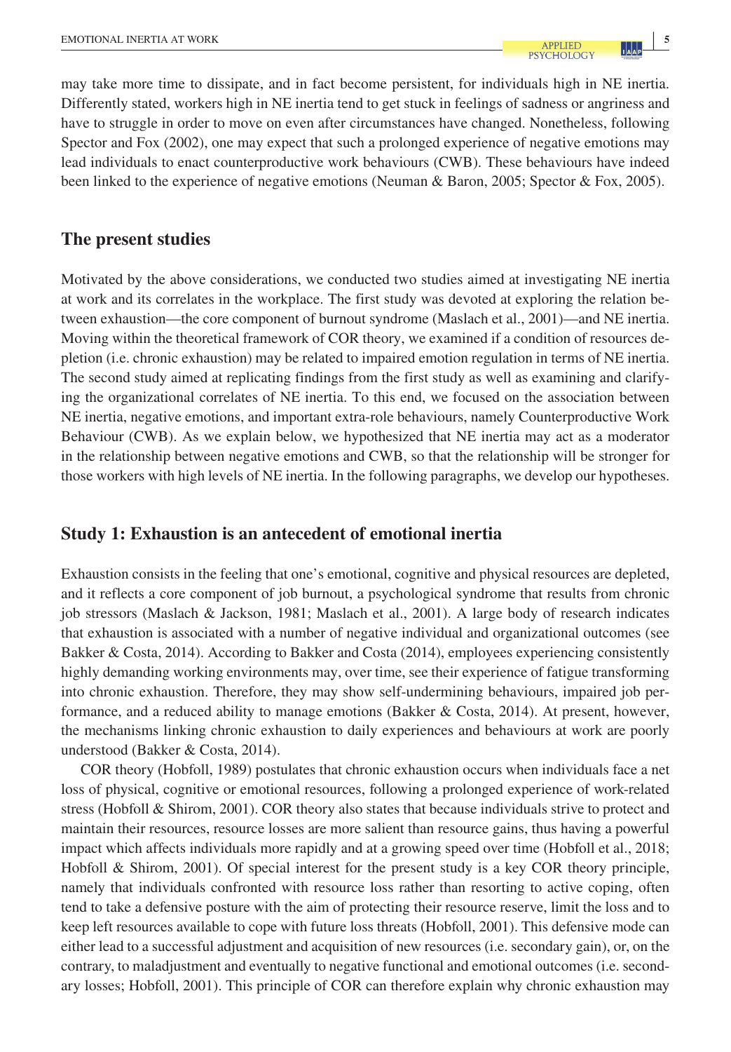may take more time to dissipate, and in fact become persistent, for individuals high in NE inertia. Differently stated, workers high in NE inertia tend to get stuck in feelings of sadness or angriness and have to struggle in order to move on even after circumstances have changed. Nonetheless, following Spector and Fox (2002), one may expect that such a prolonged experience of negative emotions may lead individuals to enact counterproductive work behaviours (CWB). These behaviours have indeed been linked to the experience of negative emotions (Neuman & Baron, 2005; Spector & Fox, 2005).

## The present studies

Motivated by the above considerations, we conducted two studies aimed at investigating NE inertia at work and its correlates in the workplace. The first study was devoted at exploring the relation between exhaustion—the core component of burnout syndrome (Maslach et al., 2001)—and NE inertia. Moving within the theoretical framework of COR theory, we examined if a condition of resources depletion (i.e. chronic exhaustion) may be related to impaired emotion regulation in terms of NE inertia. The second study aimed at replicating findings from the first study as well as examining and clarifying the organizational correlates of NE inertia. To this end, we focused on the association between NE inertia, negative emotions, and important extra-role behaviours, namely Counterproductive Work Behaviour (CWB). As we explain below, we hypothesized that NE inertia may act as a moderator in the relationship between negative emotions and CWB, so that the relationship will be stronger for those workers with high levels of NE inertia. In the following paragraphs, we develop our hypotheses.

## Study 1: Exhaustion is an antecedent of emotional inertia

Exhaustion consists in the feeling that one's emotional, cognitive and physical resources are depleted, and it reflects a core component of job burnout, a psychological syndrome that results from chronic job stressors (Maslach & Jackson, 1981; Maslach et al., 2001). A large body of research indicates that exhaustion is associated with a number of negative individual and organizational outcomes (see Bakker & Costa, 2014). According to Bakker and Costa (2014), employees experiencing consistently highly demanding working environments may, over time, see their experience of fatigue transforming into chronic exhaustion. Therefore, they may show self-undermining behaviours, impaired job performance, and a reduced ability to manage emotions (Bakker & Costa, 2014). At present, however, the mechanisms linking chronic exhaustion to daily experiences and behaviours at work are poorly understood (Bakker & Costa, 2014).

COR theory (Hobfoll, 1989) postulates that chronic exhaustion occurs when individuals face a net loss of physical, cognitive or emotional resources, following a prolonged experience of work-related stress (Hobfoll & Shirom, 2001). COR theory also states that because individuals strive to protect and maintain their resources, resource losses are more salient than resource gains, thus having a powerful impact which affects individuals more rapidly and at a growing speed over time (Hobfoll et al., 2018; Hobfoll & Shirom, 2001). Of special interest for the present study is a key COR theory principle, namely that individuals confronted with resource loss rather than resorting to active coping, often tend to take a defensive posture with the aim of protecting their resource reserve, limit the loss and to keep left resources available to cope with future loss threats (Hobfoll, 2001). This defensive mode can either lead to a successful adjustment and acquisition of new resources (i.e. secondary gain), or, on the contrary, to maladjustment and eventually to negative functional and emotional outcomes (i.e. secondary losses; Hobfoll, 2001). This principle of COR can therefore explain why chronic exhaustion may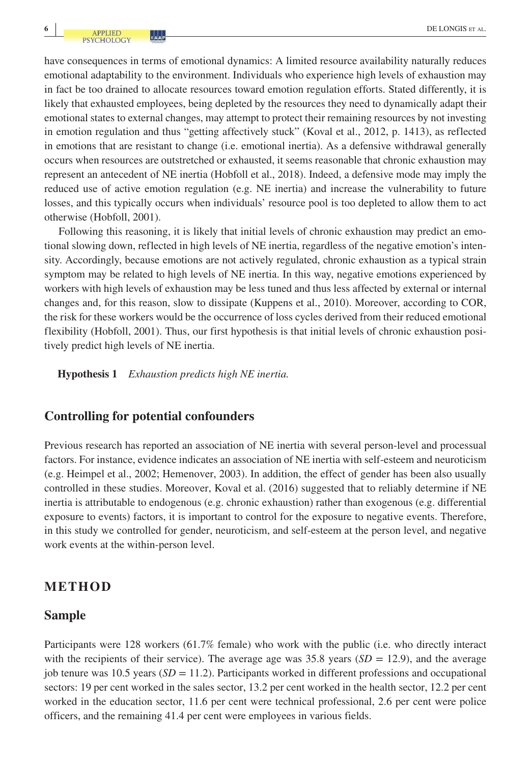have consequences in terms of emotional dynamics: A limited resource availability naturally reduces emotional adaptability to the environment. Individuals who experience high levels of exhaustion may in fact be too drained to allocate resources toward emotion regulation efforts. Stated differently, it is likely that exhausted employees, being depleted by the resources they need to dynamically adapt their emotional states to external changes, may attempt to protect their remaining resources by not investing in emotion regulation and thus "getting affectively stuck" (Koval et al., 2012, p. 1413), as reflected in emotions that are resistant to change (i.e. emotional inertia). As a defensive withdrawal generally occurs when resources are outstretched or exhausted, it seems reasonable that chronic exhaustion may represent an antecedent of NE inertia (Hobfoll et al., 2018). Indeed, a defensive mode may imply the reduced use of active emotion regulation (e.g. NE inertia) and increase the vulnerability to future losses, and this typically occurs when individuals' resource pool is too depleted to allow them to act otherwise (Hobfoll, 2001).

Following this reasoning, it is likely that initial levels of chronic exhaustion may predict an emotional slowing down, reflected in high levels of NE inertia, regardless of the negative emotion's intensity. Accordingly, because emotions are not actively regulated, chronic exhaustion as a typical strain symptom may be related to high levels of NE inertia. In this way, negative emotions experienced by workers with high levels of exhaustion may be less tuned and thus less affected by external or internal changes and, for this reason, slow to dissipate (Kuppens et al., 2010). Moreover, according to COR, the risk for these workers would be the occurrence of loss cycles derived from their reduced emotional flexibility (Hobfoll, 2001). Thus, our first hypothesis is that initial levels of chronic exhaustion positively predict high levels of NE inertia.

**Hypothesis 1** *Exhaustion predicts high NE inertia.*

## Controlling for potential confounders

Previous research has reported an association of NE inertia with several person-level and processual factors. For instance, evidence indicates an association of NE inertia with self-esteem and neuroticism (e.g. Heimpel et al., 2002; Hemenover, 2003). In addition, the effect of gender has been also usually controlled in these studies. Moreover, Koval et al. (2016) suggested that to reliably determine if NE inertia is attributable to endogenous (e.g. chronic exhaustion) rather than exogenous (e.g. differential exposure to events) factors, it is important to control for the exposure to negative events. Therefore, in this study we controlled for gender, neuroticism, and self-esteem at the person level, and negative work events at the within-person level.

# METHOD

## Sample

Participants were 128 workers (61.7% female) who work with the public (i.e. who directly interact with the recipients of their service). The average age was 35.8 years ($SD$ = 12.9), and the average job tenure was 10.5 years ($SD$ = 11.2). Participants worked in different professions and occupational sectors: 19 per cent worked in the sales sector, 13.2 per cent worked in the health sector, 12.2 per cent worked in the education sector, 11.6 per cent were technical professional, 2.6 per cent were police officers, and the remaining 41.4 per cent were employees in various fields.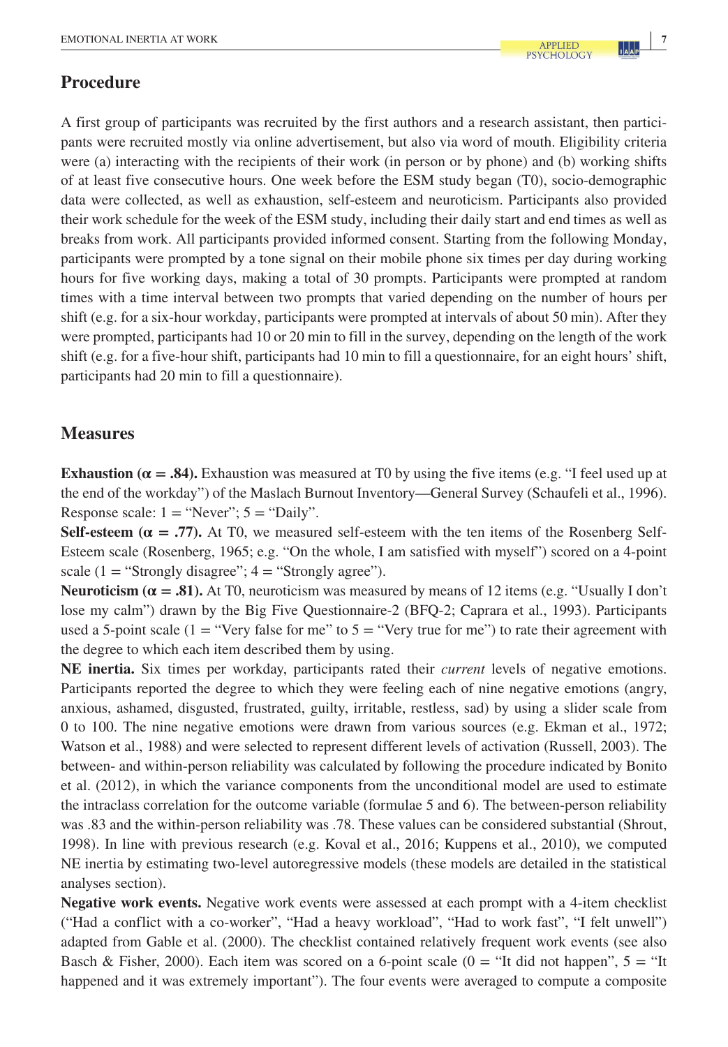## Procedure

A first group of participants was recruited by the first authors and a research assistant, then participants were recruited mostly via online advertisement, but also via word of mouth. Eligibility criteria were (a) interacting with the recipients of their work (in person or by phone) and (b) working shifts of at least five consecutive hours. One week before the ESM study began (T0), socio-demographic data were collected, as well as exhaustion, self-esteem and neuroticism. Participants also provided their work schedule for the week of the ESM study, including their daily start and end times as well as breaks from work. All participants provided informed consent. Starting from the following Monday, participants were prompted by a tone signal on their mobile phone six times per day during working hours for five working days, making a total of 30 prompts. Participants were prompted at random times with a time interval between two prompts that varied depending on the number of hours per shift (e.g. for a six-hour workday, participants were prompted at intervals of about 50 min). After they were prompted, participants had 10 or 20 min to fill in the survey, depending on the length of the work shift (e.g. for a five-hour shift, participants had 10 min to fill a questionnaire, for an eight hours' shift, participants had 20 min to fill a questionnaire).

## Measures

**Exhaustion (α = .84).** Exhaustion was measured at T0 by using the five items (e.g. "I feel used up at the end of the workday") of the Maslach Burnout Inventory—General Survey (Schaufeli et al., 1996). Response scale: 1 = "Never"; 5 = "Daily".

**Self-esteem (α = .77).** At T0, we measured self-esteem with the ten items of the Rosenberg Self-Esteem scale (Rosenberg, 1965; e.g. "On the whole, I am satisfied with myself") scored on a 4-point scale (1 = "Strongly disagree"; 4 = "Strongly agree").

**Neuroticism (α = .81).** At T0, neuroticism was measured by means of 12 items (e.g. "Usually I don't lose my calm") drawn by the Big Five Questionnaire-2 (BFQ-2; Caprara et al., 1993). Participants used a 5-point scale (1 = "Very false for me" to 5 = "Very true for me") to rate their agreement with the degree to which each item described them by using.

**NE inertia.** Six times per workday, participants rated their *current* levels of negative emotions. Participants reported the degree to which they were feeling each of nine negative emotions (angry, anxious, ashamed, disgusted, frustrated, guilty, irritable, restless, sad) by using a slider scale from 0 to 100. The nine negative emotions were drawn from various sources (e.g. Ekman et al., 1972; Watson et al., 1988) and were selected to represent different levels of activation (Russell, 2003). The between- and within-person reliability was calculated by following the procedure indicated by Bonito et al. (2012), in which the variance components from the unconditional model are used to estimate the intraclass correlation for the outcome variable (formulae 5 and 6). The between-person reliability was .83 and the within-person reliability was .78. These values can be considered substantial (Shrout, 1998). In line with previous research (e.g. Koval et al., 2016; Kuppens et al., 2010), we computed NE inertia by estimating two-level autoregressive models (these models are detailed in the statistical analyses section).

**Negative work events.** Negative work events were assessed at each prompt with a 4-item checklist ("Had a conflict with a co-worker", "Had a heavy workload", "Had to work fast", "I felt unwell") adapted from Gable et al. (2000). The checklist contained relatively frequent work events (see also Basch & Fisher, 2000). Each item was scored on a 6-point scale (0 = "It did not happen", 5 = "It happened and it was extremely important"). The four events were averaged to compute a composite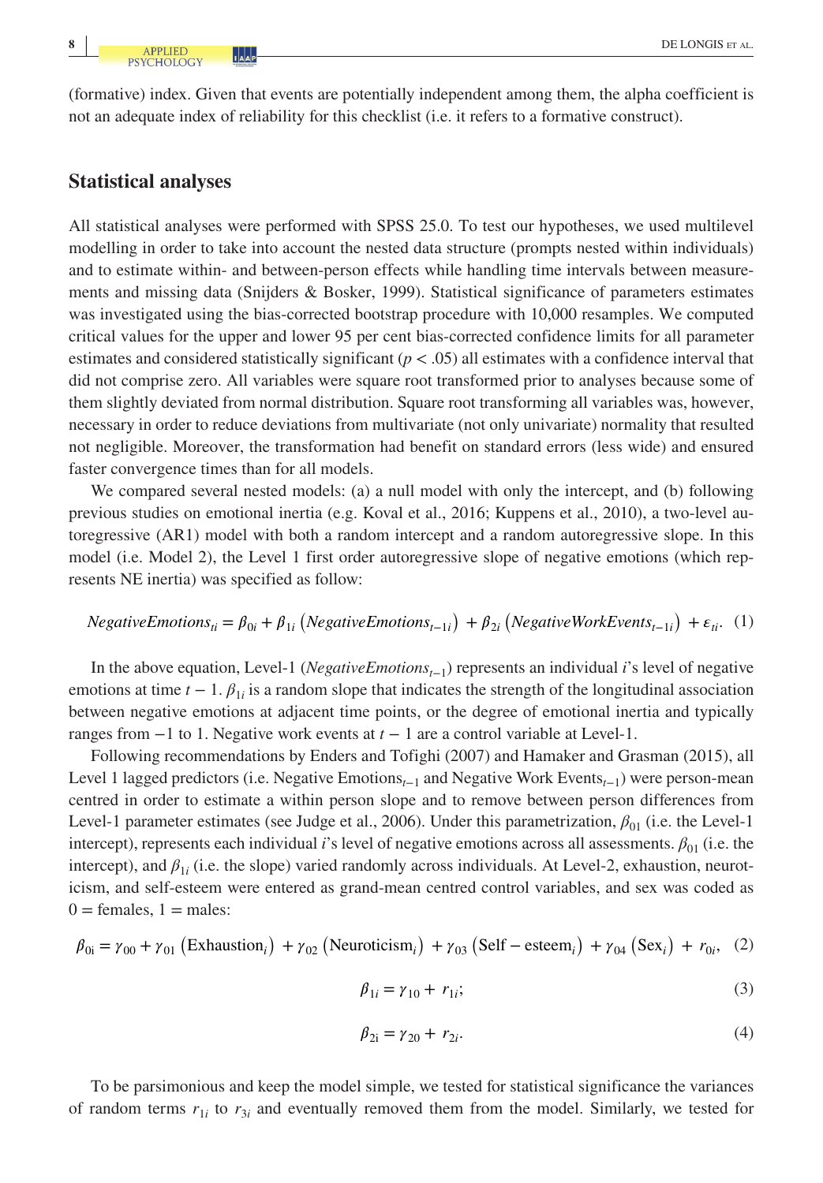(formative) index. Given that events are potentially independent among them, the alpha coefficient is not an adequate index of reliability for this checklist (i.e. it refers to a formative construct).

## Statistical analyses

All statistical analyses were performed with SPSS 25.0. To test our hypotheses, we used multilevel modelling in order to take into account the nested data structure (prompts nested within individuals) and to estimate within- and between-person effects while handling time intervals between measurements and missing data (Snijders & Bosker, 1999). Statistical significance of parameters estimates was investigated using the bias-corrected bootstrap procedure with 10,000 resamples. We computed critical values for the upper and lower 95 per cent bias-corrected confidence limits for all parameter estimates and considered statistically significant ($p < .05$) all estimates with a confidence interval that did not comprise zero. All variables were square root transformed prior to analyses because some of them slightly deviated from normal distribution. Square root transforming all variables was, however, necessary in order to reduce deviations from multivariate (not only univariate) normality that resulted not negligible. Moreover, the transformation had benefit on standard errors (less wide) and ensured faster convergence times than for all models.

We compared several nested models: (a) a null model with only the intercept, and (b) following previous studies on emotional inertia (e.g. Koval et al., 2016; Kuppens et al., 2010), a two-level autoregressive (AR1) model with both a random intercept and a random autoregressive slope. In this model (i.e. Model 2), the Level 1 first order autoregressive slope of negative emotions (which represents NE inertia) was specified as follow:

$$NegativeEmotions_{ti} = \beta_{0i} + \beta_{1i}\left(NegativeEmotions_{t-1i}\right) + \beta_{2i}\left(NegativeWorkEvents_{t-1i}\right) + \varepsilon_{ti}. \quad (1)$$

In the above equation, Level-1 ($NegativeEmotions_{t-1}$) represents an individual $i$'s level of negative emotions at time $t - 1$. $\beta_{1i}$ is a random slope that indicates the strength of the longitudinal association between negative emotions at adjacent time points, or the degree of emotional inertia and typically ranges from −1 to 1. Negative work events at $t - 1$ are a control variable at Level-1.

Following recommendations by Enders and Tofighi (2007) and Hamaker and Grasman (2015), all Level 1 lagged predictors (i.e. Negative Emotions$_{t-1}$ and Negative Work Events$_{t-1}$) were person-mean centred in order to estimate a within person slope and to remove between person differences from Level-1 parameter estimates (see Judge et al., 2006). Under this parametrization, $\beta_{01}$ (i.e. the Level-1 intercept), represents each individual $i$'s level of negative emotions across all assessments. $\beta_{01}$ (i.e. the intercept), and $\beta_{1i}$ (i.e. the slope) varied randomly across individuals. At Level-2, exhaustion, neuroticism, and self-esteem were entered as grand-mean centred control variables, and sex was coded as 0 = females, 1 = males:

$$\beta_{0i} = \gamma_{00} + \gamma_{01}\left(\text{Exhaustion}_i\right) + \gamma_{02}\left(\text{Neuroticism}_i\right) + \gamma_{03}\left(\text{Self} - \text{esteem}_i\right) + \gamma_{04}\left(\text{Sex}_i\right) + r_{0i}, \quad (2)$$

$$\beta_{1i} = \gamma_{10} + r_{1i}; \quad (3)$$

$$\beta_{2i} = \gamma_{20} + r_{2i}. \quad (4)$$

To be parsimonious and keep the model simple, we tested for statistical significance the variances of random terms $r_{1i}$ to $r_{3i}$ and eventually removed them from the model. Similarly, we tested for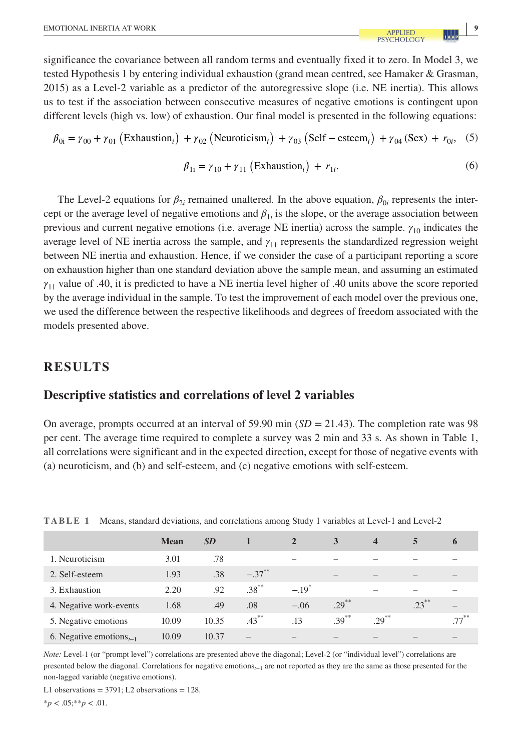significance the covariance between all random terms and eventually fixed it to zero. In Model 3, we tested Hypothesis 1 by entering individual exhaustion (grand mean centred, see Hamaker & Grasman, 2015) as a Level-2 variable as a predictor of the autoregressive slope (i.e. NE inertia). This allows us to test if the association between consecutive measures of negative emotions is contingent upon different levels (high vs. low) of exhaustion. Our final model is presented in the following equations:

$$\beta_{0i} = \gamma_{00} + \gamma_{01}\left(\text{Exhaustion}_i\right) + \gamma_{02}\left(\text{Neuroticism}_i\right) + \gamma_{03}\left(\text{Self}-\text{esteem}_i\right) + \gamma_{04}\,(\text{Sex}) + r_{0i}, \quad (5)$$

$$\beta_{1i} = \gamma_{10} + \gamma_{11}\left(\text{Exhaustion}_i\right) + r_{1i}. \quad (6)$$

The Level-2 equations for $\beta_{2i}$ remained unaltered. In the above equation, $\beta_{0i}$ represents the intercept or the average level of negative emotions and $\beta_{1i}$ is the slope, or the average association between previous and current negative emotions (i.e. average NE inertia) across the sample. $\gamma_{10}$ indicates the average level of NE inertia across the sample, and $\gamma_{11}$ represents the standardized regression weight between NE inertia and exhaustion. Hence, if we consider the case of a participant reporting a score on exhaustion higher than one standard deviation above the sample mean, and assuming an estimated $\gamma_{11}$ value of .40, it is predicted to have a NE inertia level higher of .40 units above the score reported by the average individual in the sample. To test the improvement of each model over the previous one, we used the difference between the respective likelihoods and degrees of freedom associated with the models presented above.

# RESULTS

## Descriptive statistics and correlations of level 2 variables

On average, prompts occurred at an interval of 59.90 min (*SD* = 21.43). The completion rate was 98 per cent. The average time required to complete a survey was 2 min and 33 s. As shown in Table 1, all correlations were significant and in the expected direction, except for those of negative events with (a) neuroticism, and (b) and self-esteem, and (c) negative emotions with self-esteem.

**TABLE 1** Means, standard deviations, and correlations among Study 1 variables at Level-1 and Level-2

| | Mean | *SD* | 1 | 2 | 3 | 4 | 5 | 6 |
|---|---|---|---|---|---|---|---|---|
| 1. Neuroticism | 3.01 | .78 | | – | – | – | – | – |
| 2. Self-esteem | 1.93 | .38 | −.37** | | – | – | – | – |
| 3. Exhaustion | 2.20 | .92 | .38** | −.19* | | – | – | – |
| 4. Negative work-events | 1.68 | .49 | .08 | −.06 | .29** | | .23** | – |
| 5. Negative emotions | 10.09 | 10.35 | .43** | .13 | .39** | .29** | | .77** |
| 6. Negative emotions$_{t-1}$ | 10.09 | 10.37 | – | – | – | – | – | – |

*Note:* Level-1 (or "prompt level") correlations are presented above the diagonal; Level-2 (or "individual level") correlations are presented below the diagonal. Correlations for negative emotions$_{t-1}$ are not reported as they are the same as those presented for the non-lagged variable (negative emotions).

L1 observations = 3791; L2 observations = 128.

*$p < .05$;**$p < .01$.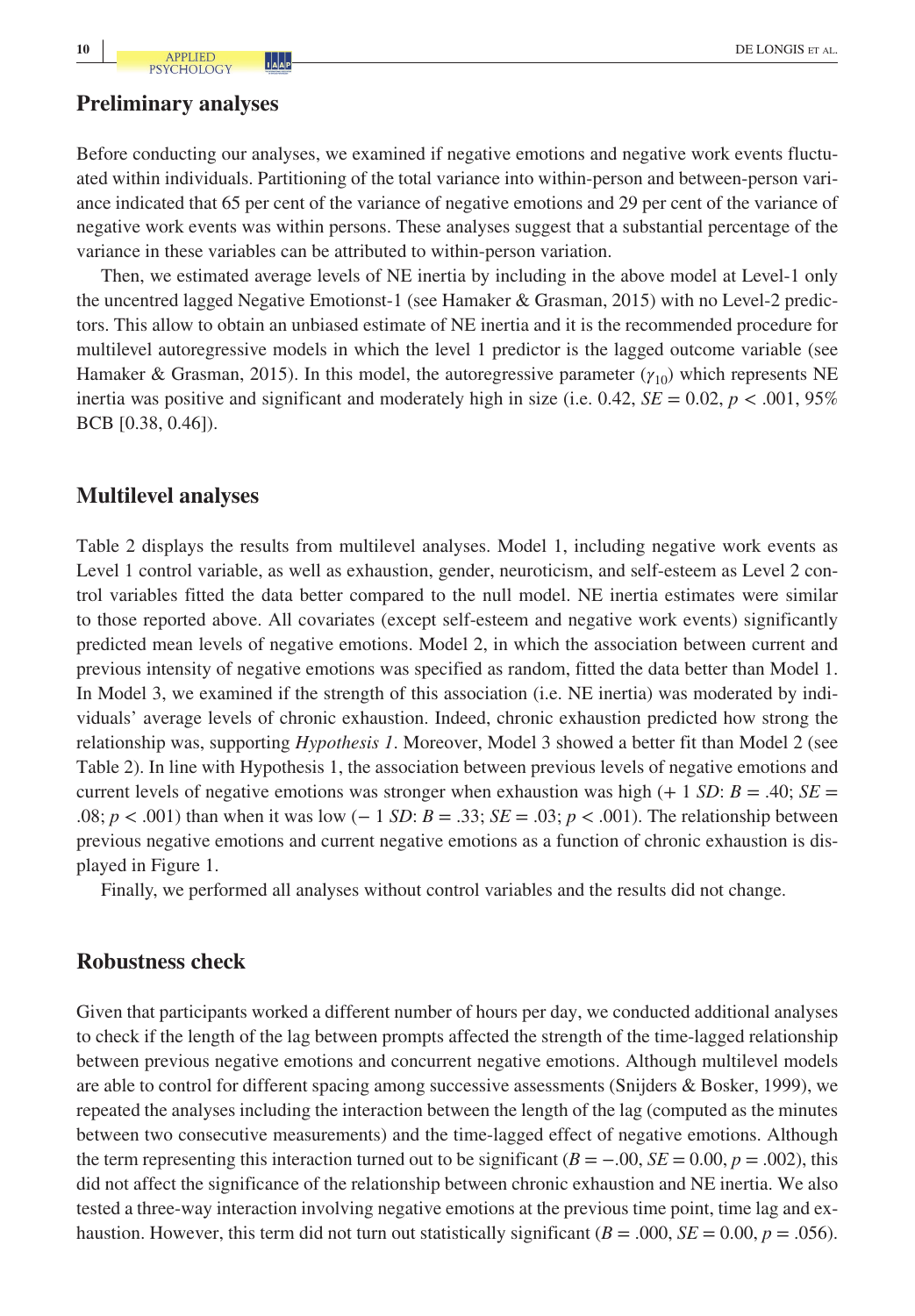## Preliminary analyses

Before conducting our analyses, we examined if negative emotions and negative work events fluctuated within individuals. Partitioning of the total variance into within-person and between-person variance indicated that 65 per cent of the variance of negative emotions and 29 per cent of the variance of negative work events was within persons. These analyses suggest that a substantial percentage of the variance in these variables can be attributed to within-person variation.

Then, we estimated average levels of NE inertia by including in the above model at Level-1 only the uncentred lagged Negative Emotionst-1 (see Hamaker & Grasman, 2015) with no Level-2 predictors. This allow to obtain an unbiased estimate of NE inertia and it is the recommended procedure for multilevel autoregressive models in which the level 1 predictor is the lagged outcome variable (see Hamaker & Grasman, 2015). In this model, the autoregressive parameter ($\gamma_{10}$) which represents NE inertia was positive and significant and moderately high in size (i.e. 0.42, $SE = 0.02$, $p < .001$, 95% BCB [0.38, 0.46]).

## Multilevel analyses

Table 2 displays the results from multilevel analyses. Model 1, including negative work events as Level 1 control variable, as well as exhaustion, gender, neuroticism, and self-esteem as Level 2 control variables fitted the data better compared to the null model. NE inertia estimates were similar to those reported above. All covariates (except self-esteem and negative work events) significantly predicted mean levels of negative emotions. Model 2, in which the association between current and previous intensity of negative emotions was specified as random, fitted the data better than Model 1. In Model 3, we examined if the strength of this association (i.e. NE inertia) was moderated by individuals' average levels of chronic exhaustion. Indeed, chronic exhaustion predicted how strong the relationship was, supporting *Hypothesis 1*. Moreover, Model 3 showed a better fit than Model 2 (see Table 2). In line with Hypothesis 1, the association between previous levels of negative emotions and current levels of negative emotions was stronger when exhaustion was high (+ 1 $SD$: $B = .40$; $SE = .08$; $p < .001$) than when it was low (− 1 $SD$: $B = .33$; $SE = .03$; $p < .001$). The relationship between previous negative emotions and current negative emotions as a function of chronic exhaustion is displayed in Figure 1.

Finally, we performed all analyses without control variables and the results did not change.

## Robustness check

Given that participants worked a different number of hours per day, we conducted additional analyses to check if the length of the lag between prompts affected the strength of the time-lagged relationship between previous negative emotions and concurrent negative emotions. Although multilevel models are able to control for different spacing among successive assessments (Snijders & Bosker, 1999), we repeated the analyses including the interaction between the length of the lag (computed as the minutes between two consecutive measurements) and the time-lagged effect of negative emotions. Although the term representing this interaction turned out to be significant ($B = -.00$, $SE = 0.00$, $p = .002$), this did not affect the significance of the relationship between chronic exhaustion and NE inertia. We also tested a three-way interaction involving negative emotions at the previous time point, time lag and exhaustion. However, this term did not turn out statistically significant ($B = .000$, $SE = 0.00$, $p = .056$).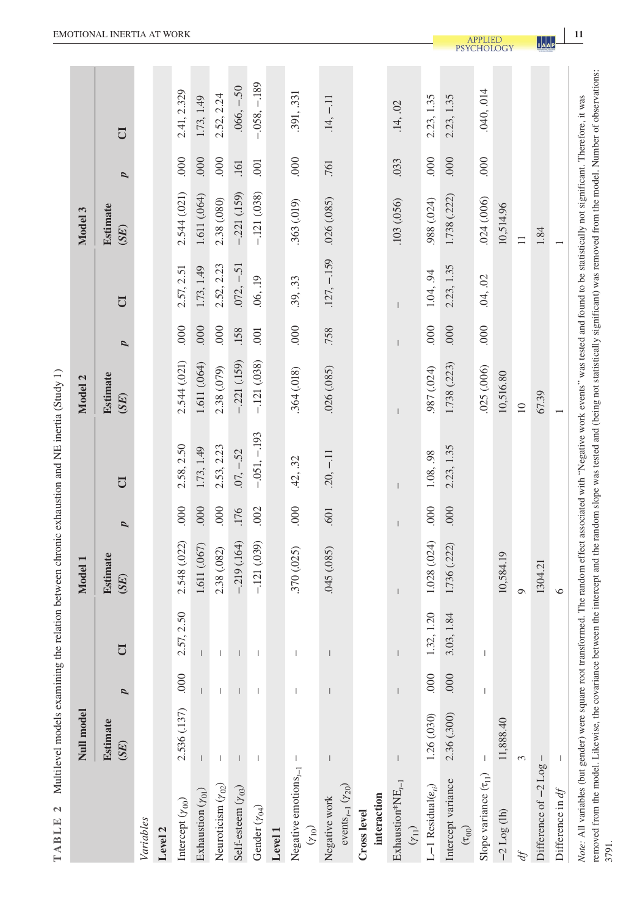**TABLE 2** Multilevel models examining the relation between chronic exhaustion and NE inertia (Study 1)

| Variables | Null model Estimate (*SE*) | *p* | CI | Model 1 Estimate (*SE*) | *p* | CI | Model 2 Estimate (*SE*) | *p* | CI | Model 3 Estimate (*SE*) | *p* | CI |
|---|---|---|---|---|---|---|---|---|---|---|---|---|
| **Level 2** | | | | | | | | | | | | |
| Intercept ($\gamma_{00}$) | 2.536 (.137) | .000 | 2.57, 2.50 | 2.548 (.022) | .000 | 2.58, 2.50 | 2.544 (.021) | .000 | 2.57, 2.51 | 2.544 (.021) | .000 | 2.41, 2.329 |
| Exhaustion ($\gamma_{01}$) | – | – | – | 1.611 (.067) | .000 | 1.73, 1.49 | 1.611 (.064) | .000 | 1.73, 1.49 | 1.611 (.064) | .000 | 1.73, 1.49 |
| Neuroticism ($\gamma_{02}$) | – | – | – | 2.38 (.082) | .000 | 2.53, 2.23 | 2.38 (.079) | .000 | 2.52, 2.23 | 2.38 (.080) | .000 | 2.52, 2.24 |
| Self-esteem ($\gamma_{03}$) | – | – | – | −.219 (.164) | .176 | .07, −.52 | −.221 (.159) | .158 | .072, −.51 | −.221 (.159) | .161 | .066, −.50 |
| Gender ($\gamma_{04}$) | – | – | – | −.121 (.039) | .002 | −.051, −.193 | −.121 (.038) | .001 | .06, .19 | −.121 (.038) | .001 | −.058, −.189 |
| **Level 1** | | | | | | | | | | | | |
| Negative emotions$_{t-1}$ ($\gamma_{10}$) | – | – | – | .370 (.025) | .000 | .42, .32 | .364 (.018) | .000 | .39, .33 | .363 (.019) | .000 | .391, .331 |
| Negative work events$_{t-1}$ ($\gamma_{20}$) | – | – | – | .045 (.085) | .601 | .20, −.11 | .026 (.085) | .758 | .127, −.159 | .026 (.085) | .761 | .14, −.11 |
| **Cross level interaction** | | | | | | | | | | | | |
| Exhaustion*NE$_{t-1}$ ($\gamma_{11}$) | – | – | – | – | – | – | – | – | – | .103 (.056) | .033 | .14, .02 |
| L−1 Residual($\varepsilon_{ti}$) | 1.26 (.030) | .000 | 1.32, 1.20 | 1.028 (.024) | .000 | 1.08, .98 | .987 (.024) | .000 | 1.04, .94 | .988 (.024) | .000 | 2.23, 1.35 |
| Intercept variance ($\tau_{00}$) | 2.36 (.300) | .000 | 3.03, 1.84 | 1.736 (.222) | .000 | 2.23, 1.35 | 1.738 (.223) | .000 | 2.23, 1.35 | 1.738 (.222) | .000 | 2.23, 1.35 |
| Slope variance ($\tau_{11}$) | – | – | – | | | | .025 (.006) | .000 | .04, .02 | .024 (.006) | .000 | .040, .014 |
| −2 Log (lh) | 11,888.40 | | | 10,584.19 | | | 10,516.80 | | | 10,514.96 | | |
| *df* | 3 | | | 9 | | | 10 | | | 11 | | |
| Difference of −2 Log | – | | | 1304.21 | | | 67.39 | | | 1.84 | | |
| Difference in *df* | – | | | 6 | | | 1 | | | 1 | | |

*Note:* All variables (but gender) were square root transformed. The random effect associated with "Negative work events" was tested and found to be statistically not significant. Therefore, it was removed from the model. Likewise, the covariance between the intercept and the random slope was tested and (being not statistically significant) was removed from the model. Number of observations: 3791.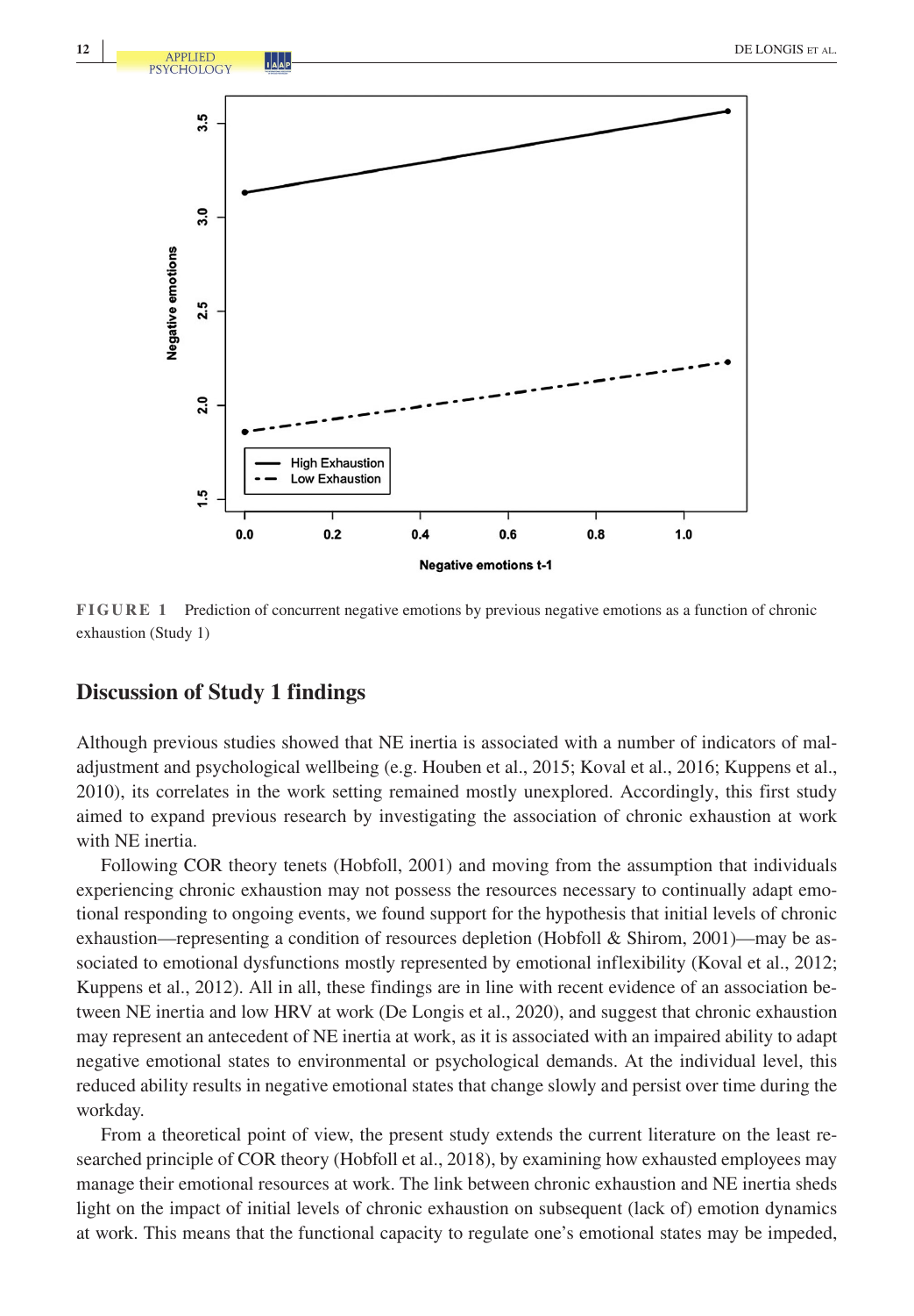FIGURE 1 Prediction of concurrent negative emotions by previous negative emotions as a function of chronic exhaustion (Study 1)

## Discussion of Study 1 findings

Although previous studies showed that NE inertia is associated with a number of indicators of maladjustment and psychological wellbeing (e.g. Houben et al., 2015; Koval et al., 2016; Kuppens et al., 2010), its correlates in the work setting remained mostly unexplored. Accordingly, this first study aimed to expand previous research by investigating the association of chronic exhaustion at work with NE inertia.

Following COR theory tenets (Hobfoll, 2001) and moving from the assumption that individuals experiencing chronic exhaustion may not possess the resources necessary to continually adapt emotional responding to ongoing events, we found support for the hypothesis that initial levels of chronic exhaustion—representing a condition of resources depletion (Hobfoll & Shirom, 2001)—may be associated to emotional dysfunctions mostly represented by emotional inflexibility (Koval et al., 2012; Kuppens et al., 2012). All in all, these findings are in line with recent evidence of an association between NE inertia and low HRV at work (De Longis et al., 2020), and suggest that chronic exhaustion may represent an antecedent of NE inertia at work, as it is associated with an impaired ability to adapt negative emotional states to environmental or psychological demands. At the individual level, this reduced ability results in negative emotional states that change slowly and persist over time during the workday.

From a theoretical point of view, the present study extends the current literature on the least researched principle of COR theory (Hobfoll et al., 2018), by examining how exhausted employees may manage their emotional resources at work. The link between chronic exhaustion and NE inertia sheds light on the impact of initial levels of chronic exhaustion on subsequent (lack of) emotion dynamics at work. This means that the functional capacity to regulate one's emotional states may be impeded,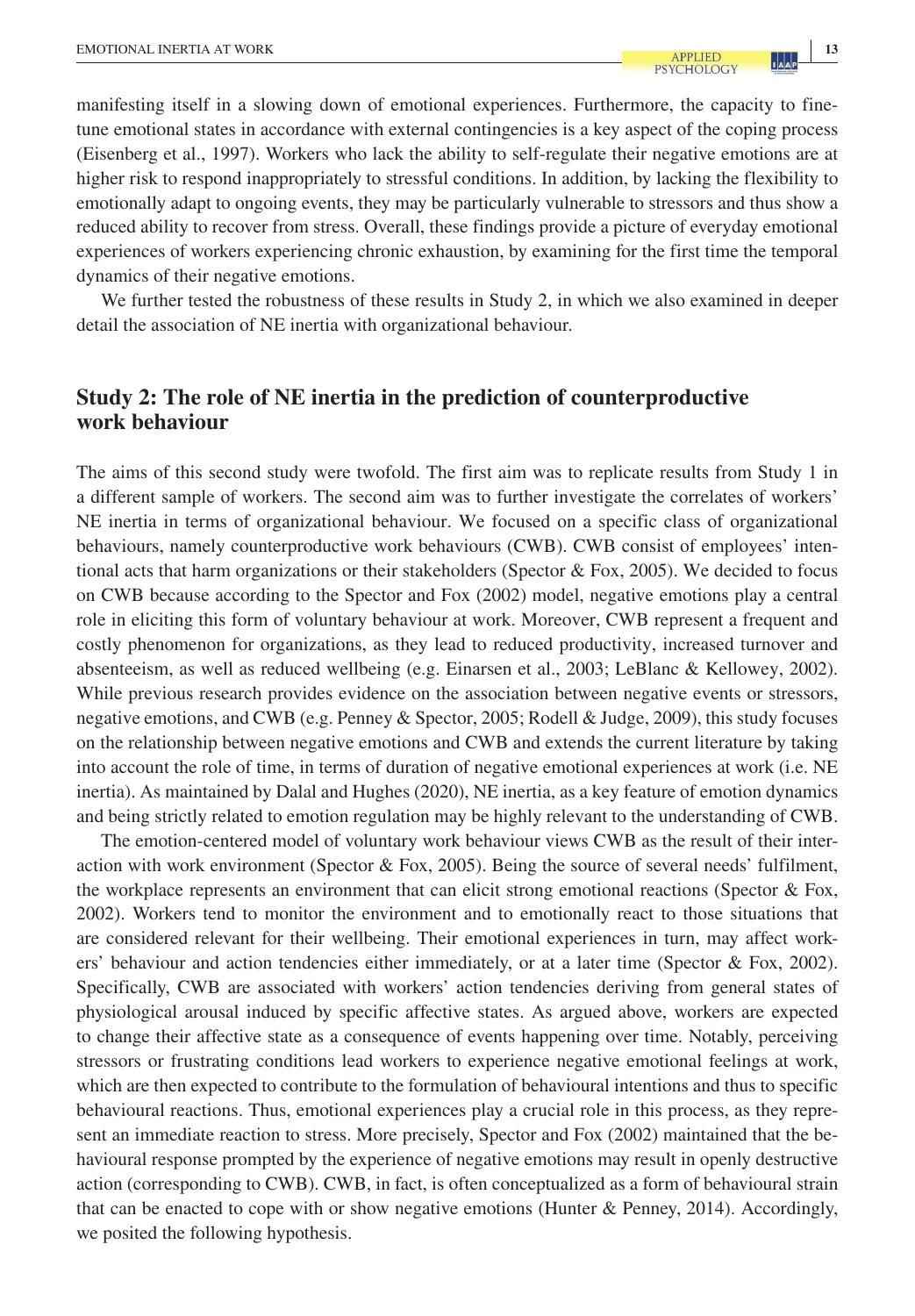manifesting itself in a slowing down of emotional experiences. Furthermore, the capacity to fine-tune emotional states in accordance with external contingencies is a key aspect of the coping process (Eisenberg et al., 1997). Workers who lack the ability to self-regulate their negative emotions are at higher risk to respond inappropriately to stressful conditions. In addition, by lacking the flexibility to emotionally adapt to ongoing events, they may be particularly vulnerable to stressors and thus show a reduced ability to recover from stress. Overall, these findings provide a picture of everyday emotional experiences of workers experiencing chronic exhaustion, by examining for the first time the temporal dynamics of their negative emotions.

We further tested the robustness of these results in Study 2, in which we also examined in deeper detail the association of NE inertia with organizational behaviour.

## Study 2: The role of NE inertia in the prediction of counterproductive work behaviour

The aims of this second study were twofold. The first aim was to replicate results from Study 1 in a different sample of workers. The second aim was to further investigate the correlates of workers' NE inertia in terms of organizational behaviour. We focused on a specific class of organizational behaviours, namely counterproductive work behaviours (CWB). CWB consist of employees' intentional acts that harm organizations or their stakeholders (Spector & Fox, 2005). We decided to focus on CWB because according to the Spector and Fox (2002) model, negative emotions play a central role in eliciting this form of voluntary behaviour at work. Moreover, CWB represent a frequent and costly phenomenon for organizations, as they lead to reduced productivity, increased turnover and absenteeism, as well as reduced wellbeing (e.g. Einarsen et al., 2003; LeBlanc & Kellowey, 2002). While previous research provides evidence on the association between negative events or stressors, negative emotions, and CWB (e.g. Penney & Spector, 2005; Rodell & Judge, 2009), this study focuses on the relationship between negative emotions and CWB and extends the current literature by taking into account the role of time, in terms of duration of negative emotional experiences at work (i.e. NE inertia). As maintained by Dalal and Hughes (2020), NE inertia, as a key feature of emotion dynamics and being strictly related to emotion regulation may be highly relevant to the understanding of CWB.

The emotion-centered model of voluntary work behaviour views CWB as the result of their interaction with work environment (Spector & Fox, 2005). Being the source of several needs' fulfilment, the workplace represents an environment that can elicit strong emotional reactions (Spector & Fox, 2002). Workers tend to monitor the environment and to emotionally react to those situations that are considered relevant for their wellbeing. Their emotional experiences in turn, may affect workers' behaviour and action tendencies either immediately, or at a later time (Spector & Fox, 2002). Specifically, CWB are associated with workers' action tendencies deriving from general states of physiological arousal induced by specific affective states. As argued above, workers are expected to change their affective state as a consequence of events happening over time. Notably, perceiving stressors or frustrating conditions lead workers to experience negative emotional feelings at work, which are then expected to contribute to the formulation of behavioural intentions and thus to specific behavioural reactions. Thus, emotional experiences play a crucial role in this process, as they represent an immediate reaction to stress. More precisely, Spector and Fox (2002) maintained that the behavioural response prompted by the experience of negative emotions may result in openly destructive action (corresponding to CWB). CWB, in fact, is often conceptualized as a form of behavioural strain that can be enacted to cope with or show negative emotions (Hunter & Penney, 2014). Accordingly, we posited the following hypothesis.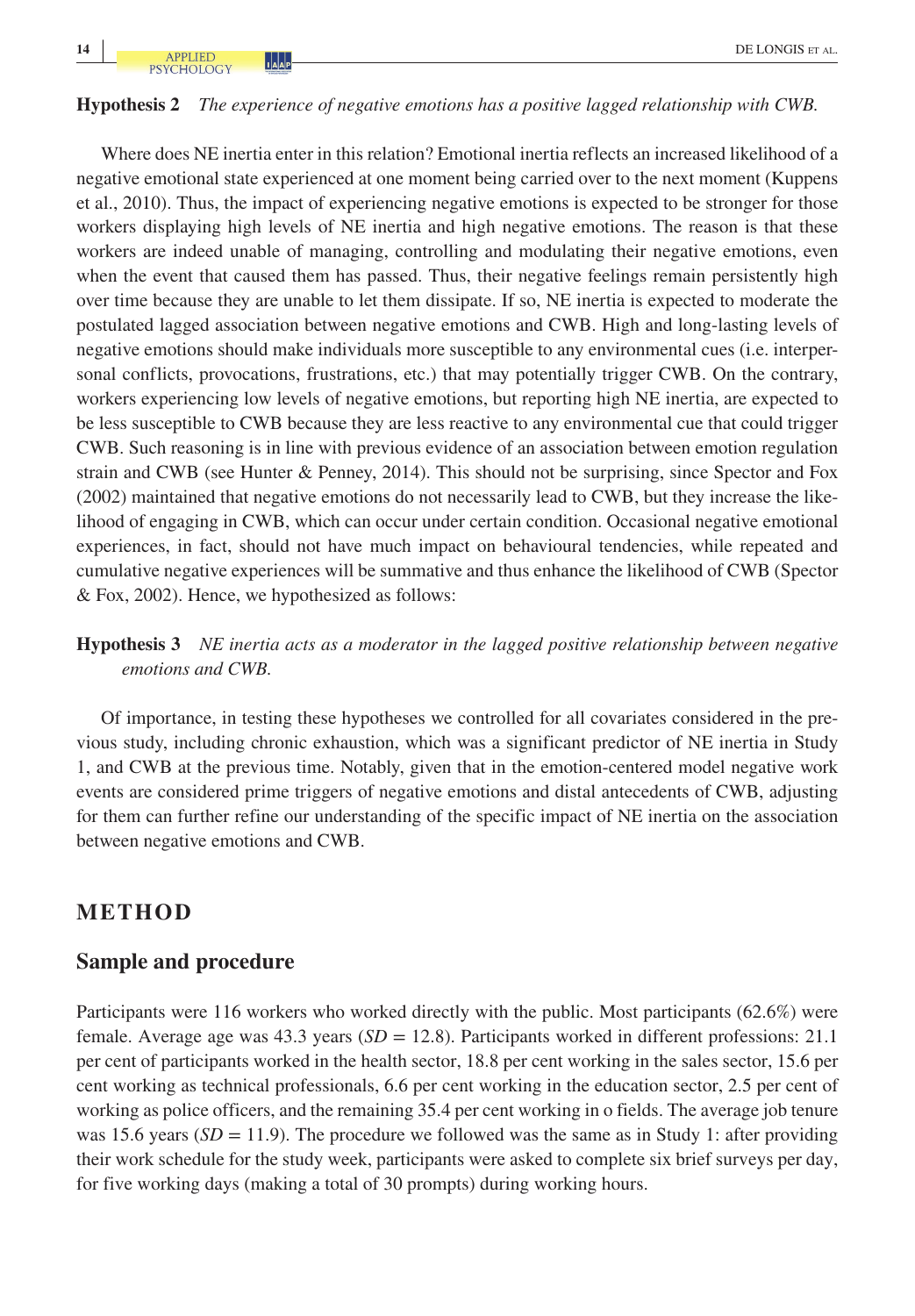**Hypothesis 2** *The experience of negative emotions has a positive lagged relationship with CWB.*

Where does NE inertia enter in this relation? Emotional inertia reflects an increased likelihood of a negative emotional state experienced at one moment being carried over to the next moment (Kuppens et al., 2010). Thus, the impact of experiencing negative emotions is expected to be stronger for those workers displaying high levels of NE inertia and high negative emotions. The reason is that these workers are indeed unable of managing, controlling and modulating their negative emotions, even when the event that caused them has passed. Thus, their negative feelings remain persistently high over time because they are unable to let them dissipate. If so, NE inertia is expected to moderate the postulated lagged association between negative emotions and CWB. High and long-lasting levels of negative emotions should make individuals more susceptible to any environmental cues (i.e. interpersonal conflicts, provocations, frustrations, etc.) that may potentially trigger CWB. On the contrary, workers experiencing low levels of negative emotions, but reporting high NE inertia, are expected to be less susceptible to CWB because they are less reactive to any environmental cue that could trigger CWB. Such reasoning is in line with previous evidence of an association between emotion regulation strain and CWB (see Hunter & Penney, 2014). This should not be surprising, since Spector and Fox (2002) maintained that negative emotions do not necessarily lead to CWB, but they increase the likelihood of engaging in CWB, which can occur under certain condition. Occasional negative emotional experiences, in fact, should not have much impact on behavioural tendencies, while repeated and cumulative negative experiences will be summative and thus enhance the likelihood of CWB (Spector & Fox, 2002). Hence, we hypothesized as follows:

**Hypothesis 3** *NE inertia acts as a moderator in the lagged positive relationship between negative emotions and CWB.*

Of importance, in testing these hypotheses we controlled for all covariates considered in the previous study, including chronic exhaustion, which was a significant predictor of NE inertia in Study 1, and CWB at the previous time. Notably, given that in the emotion-centered model negative work events are considered prime triggers of negative emotions and distal antecedents of CWB, adjusting for them can further refine our understanding of the specific impact of NE inertia on the association between negative emotions and CWB.

## METHOD

### Sample and procedure

Participants were 116 workers who worked directly with the public. Most participants (62.6%) were female. Average age was 43.3 years (*SD* = 12.8). Participants worked in different professions: 21.1 per cent of participants worked in the health sector, 18.8 per cent working in the sales sector, 15.6 per cent working as technical professionals, 6.6 per cent working in the education sector, 2.5 per cent of working as police officers, and the remaining 35.4 per cent working in o fields. The average job tenure was 15.6 years (*SD* = 11.9). The procedure we followed was the same as in Study 1: after providing their work schedule for the study week, participants were asked to complete six brief surveys per day, for five working days (making a total of 30 prompts) during working hours.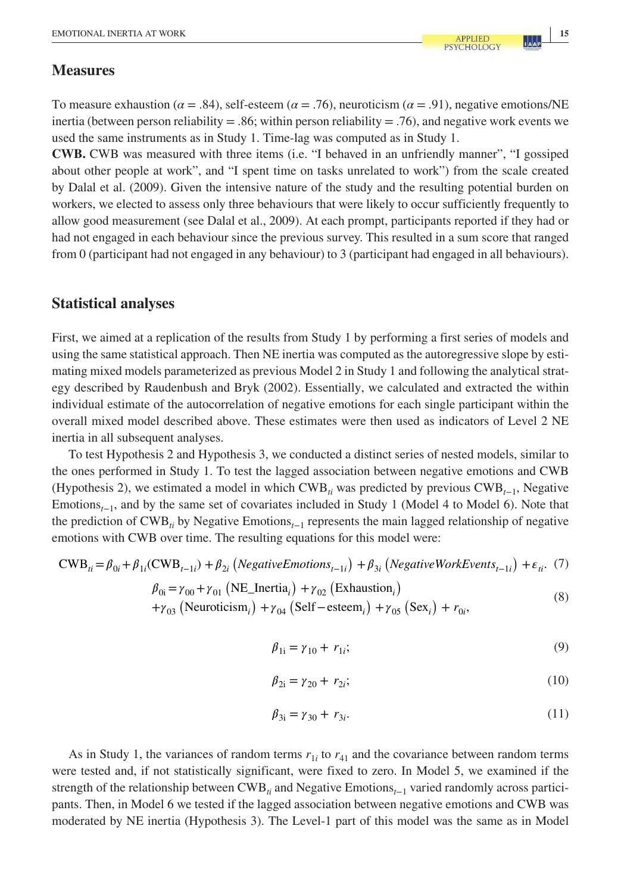## Measures

To measure exhaustion ($\alpha = .84$), self-esteem ($\alpha = .76$), neuroticism ($\alpha = .91$), negative emotions/NE inertia (between person reliability = .86; within person reliability = .76), and negative work events we used the same instruments as in Study 1. Time-lag was computed as in Study 1.

**CWB.** CWB was measured with three items (i.e. "I behaved in an unfriendly manner", "I gossiped about other people at work", and "I spent time on tasks unrelated to work") from the scale created by Dalal et al. (2009). Given the intensive nature of the study and the resulting potential burden on workers, we elected to assess only three behaviours that were likely to occur sufficiently frequently to allow good measurement (see Dalal et al., 2009). At each prompt, participants reported if they had or had not engaged in each behaviour since the previous survey. This resulted in a sum score that ranged from 0 (participant had not engaged in any behaviour) to 3 (participant had engaged in all behaviours).

## Statistical analyses

First, we aimed at a replication of the results from Study 1 by performing a first series of models and using the same statistical approach. Then NE inertia was computed as the autoregressive slope by estimating mixed models parameterized as previous Model 2 in Study 1 and following the analytical strategy described by Raudenbush and Bryk (2002). Essentially, we calculated and extracted the within individual estimate of the autocorrelation of negative emotions for each single participant within the overall mixed model described above. These estimates were then used as indicators of Level 2 NE inertia in all subsequent analyses.

To test Hypothesis 2 and Hypothesis 3, we conducted a distinct series of nested models, similar to the ones performed in Study 1. To test the lagged association between negative emotions and CWB (Hypothesis 2), we estimated a model in which $\text{CWB}_{ti}$ was predicted by previous $\text{CWB}_{t-1}$, Negative $\text{Emotions}_{t-1}$, and by the same set of covariates included in Study 1 (Model 4 to Model 6). Note that the prediction of $\text{CWB}_{ti}$ by Negative $\text{Emotions}_{t-1}$ represents the main lagged relationship of negative emotions with CWB over time. The resulting equations for this model were:

$$\text{CWB}_{ti} = \beta_{0i} + \beta_{1i}(\text{CWB}_{t-1i}) + \beta_{2i}\left(\textit{NegativeEmotions}_{t-1i}\right) + \beta_{3i}\left(\textit{NegativeWorkEvents}_{t-1i}\right) + \varepsilon_{ti}. \quad (7)$$

$$\beta_{0i} = \gamma_{00} + \gamma_{01}\left(\text{NE\_Inertia}_i\right) + \gamma_{02}\left(\text{Exhaustion}_i\right) + \gamma_{03}\left(\text{Neuroticism}_i\right) + \gamma_{04}\left(\text{Self-esteem}_i\right) + \gamma_{05}\left(\text{Sex}_i\right) + r_{0i}, \quad (8)$$

$$\beta_{1i} = \gamma_{10} + r_{1i}; \quad (9)$$

$$\beta_{2i} = \gamma_{20} + r_{2i}; \quad (10)$$

$$\beta_{3i} = \gamma_{30} + r_{3i}. \quad (11)$$

As in Study 1, the variances of random terms $r_{1i}$ to $r_{41}$ and the covariance between random terms were tested and, if not statistically significant, were fixed to zero. In Model 5, we examined if the strength of the relationship between $\text{CWB}_{ti}$ and Negative $\text{Emotions}_{t-1}$ varied randomly across participants. Then, in Model 6 we tested if the lagged association between negative emotions and CWB was moderated by NE inertia (Hypothesis 3). The Level-1 part of this model was the same as in Model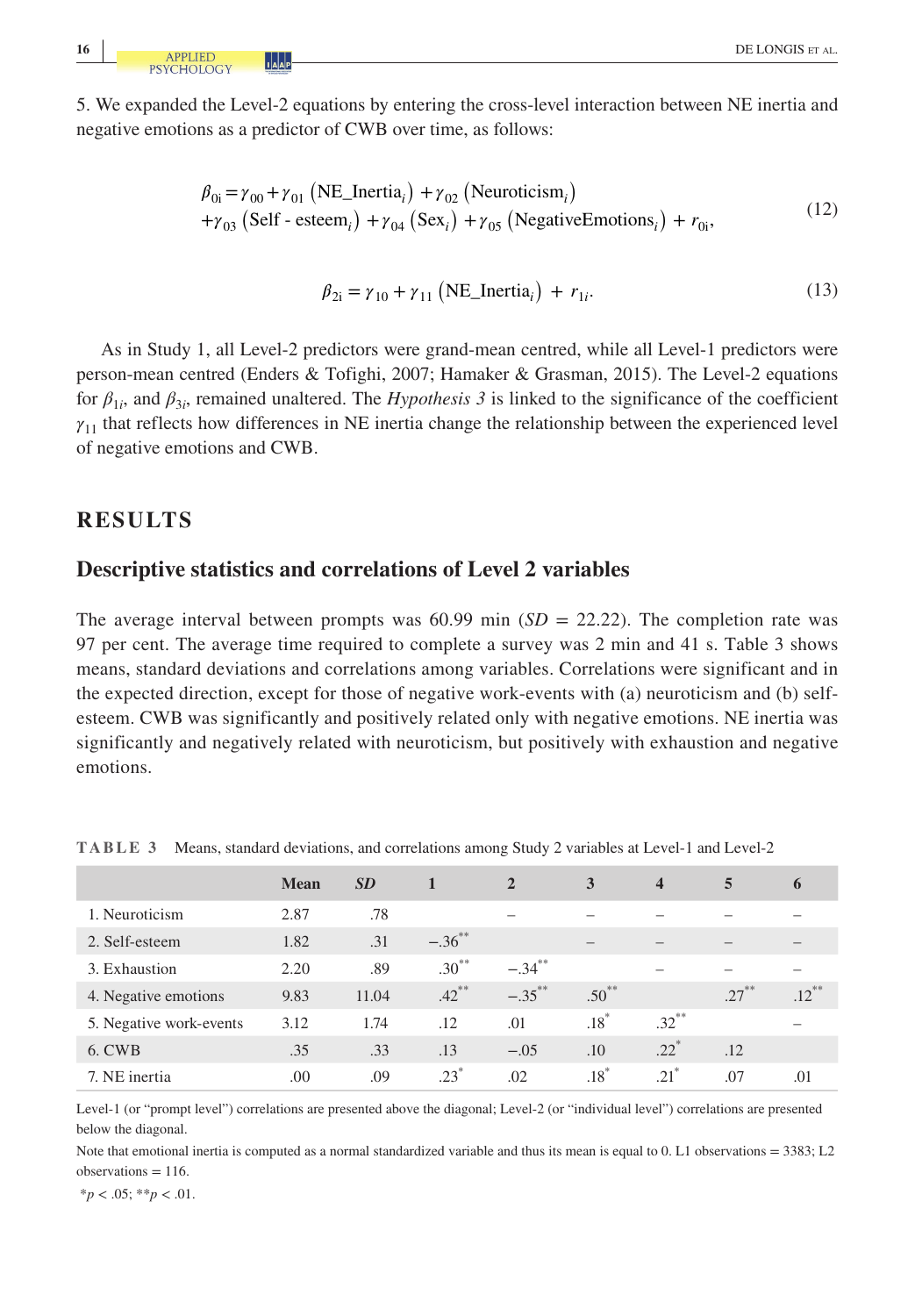5. We expanded the Level-2 equations by entering the cross-level interaction between NE inertia and negative emotions as a predictor of CWB over time, as follows:

$$\beta_{0i} = \gamma_{00} + \gamma_{01}\left(\text{NE\_Inertia}_i\right) + \gamma_{02}\left(\text{Neuroticism}_i\right) + \gamma_{03}\left(\text{Self - esteem}_i\right) + \gamma_{04}\left(\text{Sex}_i\right) + \gamma_{05}\left(\text{NegativeEmotions}_i\right) + r_{0i}, \tag{12}$$

$$\beta_{2i} = \gamma_{10} + \gamma_{11}\left(\text{NE\_Inertia}_i\right) + r_{1i}. \tag{13}$$

As in Study 1, all Level-2 predictors were grand-mean centred, while all Level-1 predictors were person-mean centred (Enders & Tofighi, 2007; Hamaker & Grasman, 2015). The Level-2 equations for $\beta_{1i}$, and $\beta_{3i}$, remained unaltered. The *Hypothesis 3* is linked to the significance of the coefficient $\gamma_{11}$ that reflects how differences in NE inertia change the relationship between the experienced level of negative emotions and CWB.

# RESULTS

## Descriptive statistics and correlations of Level 2 variables

The average interval between prompts was 60.99 min ($SD$ = 22.22). The completion rate was 97 per cent. The average time required to complete a survey was 2 min and 41 s. Table 3 shows means, standard deviations and correlations among variables. Correlations were significant and in the expected direction, except for those of negative work-events with (a) neuroticism and (b) self-esteem. CWB was significantly and positively related only with negative emotions. NE inertia was significantly and negatively related with neuroticism, but positively with exhaustion and negative emotions.

**TABLE 3** Means, standard deviations, and correlations among Study 2 variables at Level-1 and Level-2

| | Mean | *SD* | 1 | 2 | 3 | 4 | 5 | 6 |
|---|---|---|---|---|---|---|---|---|
| 1. Neuroticism | 2.87 | .78 | | – | – | – | – | – |
| 2. Self-esteem | 1.82 | .31 | −.36** | | – | – | – | – |
| 3. Exhaustion | 2.20 | .89 | .30** | −.34** | | – | – | – |
| 4. Negative emotions | 9.83 | 11.04 | .42** | −.35** | .50** | | .27** | .12** |
| 5. Negative work-events | 3.12 | 1.74 | .12 | .01 | .18* | .32** | | – |
| 6. CWB | .35 | .33 | .13 | −.05 | .10 | .22* | .12 | |
| 7. NE inertia | .00 | .09 | .23* | .02 | .18* | .21* | .07 | .01 |

Level-1 (or "prompt level") correlations are presented above the diagonal; Level-2 (or "individual level") correlations are presented below the diagonal.

Note that emotional inertia is computed as a normal standardized variable and thus its mean is equal to 0. L1 observations = 3383; L2 observations = 116.

*$p < .05$; **$p < .01$.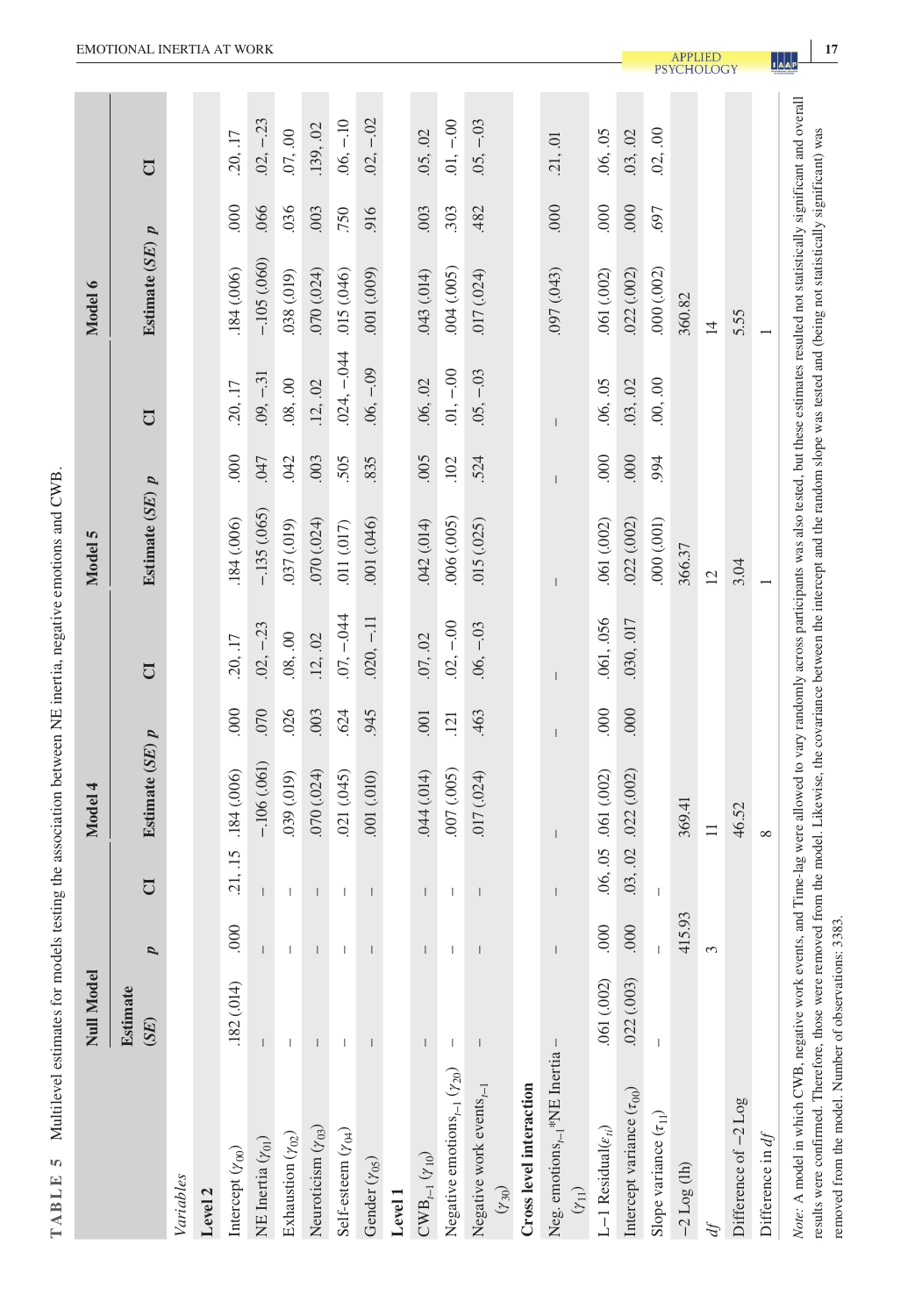**TABLE 5** Multilevel estimates for models testing the association between NE inertia, negative emotions and CWB.

| | Null Model | | | Model 4 | | | Model 5 | | | Model 6 | | |
|---|---|---|---|---|---|---|---|---|---|---|---|---|
| | Estimate (*SE*) | *p* | CI | Estimate (*SE*) | *p* | CI | Estimate (*SE*) | *p* | CI | Estimate (*SE*) | *p* | CI |
| *Variables* | | | | | | | | | | | | |
| **Level 2** | | | | | | | | | | | | |
| Intercept ($\gamma_{00}$) | .182 (.014) | .000 | .21, .15 | .184 (.006) | .000 | .20, .17 | .184 (.006) | .000 | .20, .17 | .184 (.006) | .000 | .20, .17 |
| NE Inertia ($\gamma_{01}$) | – | – | – | −.106 (.061) | .070 | .02, −.23 | −.135 (.065) | .047 | .09, −.31 | −.105 (.060) | .066 | .02, −.23 |
| Exhaustion ($\gamma_{02}$) | – | – | – | .039 (.019) | .026 | .08, .00 | .037 (.019) | .042 | .08, .00 | .038 (.019) | .036 | .07, .00 |
| Neuroticism ($\gamma_{03}$) | – | – | – | .070 (.024) | .003 | .12, .02 | .070 (.024) | .003 | .12, .02 | .070 (.024) | .003 | .139, .02 |
| Self-esteem ($\gamma_{04}$) | – | – | – | .021 (.045) | .624 | .07, −.044 | .011 (.017) | .505 | .024, −.044 | .015 (.046) | .750 | .06, −.10 |
| Gender ($\gamma_{05}$) | – | – | – | .001 (.010) | .945 | .020, −.11 | .001 (.046) | .835 | .06, −.09 | .001 (.009) | .916 | .02, −.02 |
| **Level 1** | | | | | | | | | | | | |
| $CWB_{t-1}$ ($\gamma_{10}$) | – | – | – | .044 (.014) | .001 | .07, .02 | .042 (.014) | .005 | .06, .02 | .043 (.014) | .003 | .05, .02 |
| Negative emotions$_{t-1}$ ($\gamma_{20}$) | – | – | – | .007 (.005) | .121 | .02, −.00 | .006 (.005) | .102 | .01, −.00 | .004 (.005) | .303 | .01, −.00 |
| Negative work events$_{t-1}$ ($\gamma_{30}$) | – | – | – | .017 (.024) | .463 | .06, −.03 | .015 (.025) | .524 | .05, −.03 | .017 (.024) | .482 | .05, −.03 |
| **Cross level interaction** | | | | | | | | | | | | |
| Neg. emotions$_{t-1}$*NE Inertia ($\gamma_{11}$) | – | – | – | – | – | – | – | – | – | .097 (.043) | .000 | .21, .01 |
| L−1 Residual($\varepsilon_{ti}$) | .061 (.002) | .000 | .06, .05 | .061 (.002) | .000 | .061, .056 | .061 (.002) | .000 | .06, .05 | .061 (.002) | .000 | .06, .05 |
| Intercept variance ($\tau_{00}$) | .022 (.003) | .000 | .03, .02 | .022 (.002) | .000 | .030, .017 | .022 (.002) | .000 | .03, .02 | .022 (.002) | .000 | .03, .02 |
| Slope variance ($\tau_{11}$) | – | – | – | | | | .000 (.001) | .994 | .00, .00 | .000 (.002) | .697 | .02, .00 |
| −2 Log (lh) | | 415.93 | | 369.41 | | | 366.37 | | | 360.82 | | |
| *df* | | 3 | | 11 | | | 12 | | | 14 | | |
| Difference of −2 Log | | | | 46.52 | | | 3.04 | | | 5.55 | | |
| Difference in *df* | | | | 8 | | | 1 | | | 1 | | |

*Note*: A model in which CWB, negative work events, and Time-lag were allowed to vary randomly across participants was also tested, but these estimates resulted not statistically significant and overall results were confirmed. Therefore, those were removed from the model. Likewise, the covariance between the intercept and the random slope was tested and (being not statistically significant) was removed from the model. Number of observations: 3383.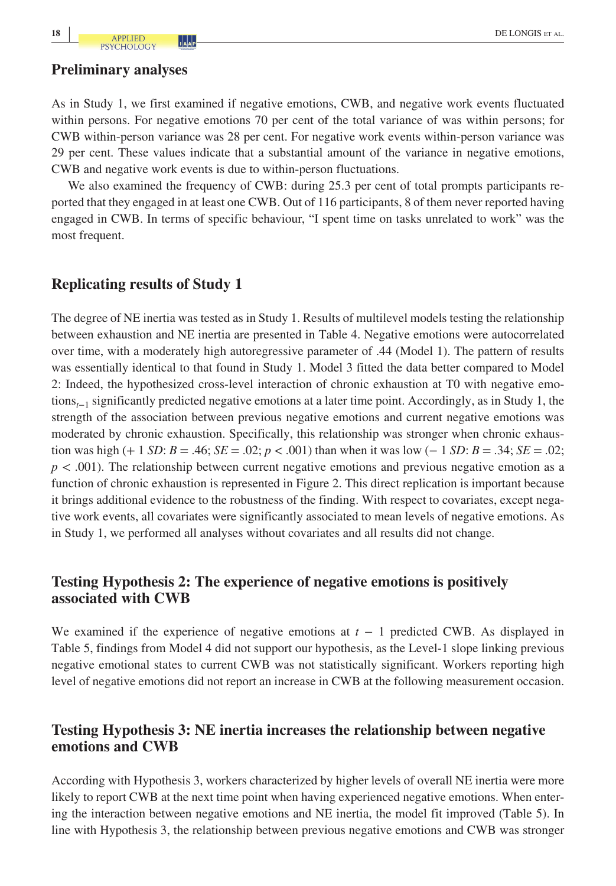## Preliminary analyses

As in Study 1, we first examined if negative emotions, CWB, and negative work events fluctuated within persons. For negative emotions 70 per cent of the total variance of was within persons; for CWB within-person variance was 28 per cent. For negative work events within-person variance was 29 per cent. These values indicate that a substantial amount of the variance in negative emotions, CWB and negative work events is due to within-person fluctuations.

We also examined the frequency of CWB: during 25.3 per cent of total prompts participants reported that they engaged in at least one CWB. Out of 116 participants, 8 of them never reported having engaged in CWB. In terms of specific behaviour, "I spent time on tasks unrelated to work" was the most frequent.

## Replicating results of Study 1

The degree of NE inertia was tested as in Study 1. Results of multilevel models testing the relationship between exhaustion and NE inertia are presented in Table 4. Negative emotions were autocorrelated over time, with a moderately high autoregressive parameter of .44 (Model 1). The pattern of results was essentially identical to that found in Study 1. Model 3 fitted the data better compared to Model 2: Indeed, the hypothesized cross-level interaction of chronic exhaustion at T0 with negative emotions$_{t-1}$ significantly predicted negative emotions at a later time point. Accordingly, as in Study 1, the strength of the association between previous negative emotions and current negative emotions was moderated by chronic exhaustion. Specifically, this relationship was stronger when chronic exhaustion was high (+ 1 *SD*: $B = .46$; $SE = .02$; $p < .001$) than when it was low (− 1 *SD*: $B = .34$; $SE = .02$; $p < .001$). The relationship between current negative emotions and previous negative emotion as a function of chronic exhaustion is represented in Figure 2. This direct replication is important because it brings additional evidence to the robustness of the finding. With respect to covariates, except negative work events, all covariates were significantly associated to mean levels of negative emotions. As in Study 1, we performed all analyses without covariates and all results did not change.

## Testing Hypothesis 2: The experience of negative emotions is positively associated with CWB

We examined if the experience of negative emotions at $t - 1$ predicted CWB. As displayed in Table 5, findings from Model 4 did not support our hypothesis, as the Level-1 slope linking previous negative emotional states to current CWB was not statistically significant. Workers reporting high level of negative emotions did not report an increase in CWB at the following measurement occasion.

## Testing Hypothesis 3: NE inertia increases the relationship between negative emotions and CWB

According with Hypothesis 3, workers characterized by higher levels of overall NE inertia were more likely to report CWB at the next time point when having experienced negative emotions. When entering the interaction between negative emotions and NE inertia, the model fit improved (Table 5). In line with Hypothesis 3, the relationship between previous negative emotions and CWB was stronger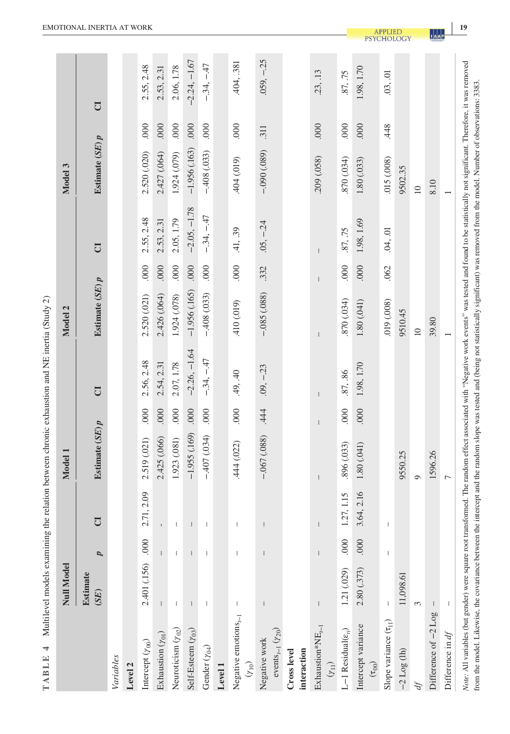**TABLE 4** Multilevel models examining the relation between chronic exhaustion and NE inertia (Study 2)

| | Null Model | | | Model 1 | | | Model 2 | | | Model 3 | | |
|---|---|---|---|---|---|---|---|---|---|---|---|---|
| | Estimate (*SE*) | *p* | CI | Estimate (*SE*) | *p* | CI | Estimate (*SE*) | *p* | CI | Estimate (*SE*) | *p* | CI |
| *Variables* | | | | | | | | | | | | |
| **Level 2** | | | | | | | | | | | | |
| Intercept ($\gamma_{00}$) | 2.401 (.156) | .000 | 2.71, 2.09 | 2.519 (.021) | .000 | 2.56, 2.48 | 2.520 (.021) | .000 | 2.55, 2.48 | 2.520 (.020) | .000 | 2.55, 2.48 |
| Exhaustion ($\gamma_{01}$) | – | – | - | 2.425 (.066) | .000 | 2.54, 2.31 | 2.426 (.064) | .000 | 2.53, 2.31 | 2.427 (.064) | .000 | 2.53, 2.31 |
| Neuroticism ($\gamma_{02}$) | – | – | – | 1.923 (.081) | .000 | 2.07, 1.78 | 1.924 (.078) | .000 | 2.05, 1.79 | 1.924 (.079) | .000 | 2.06, 1.78 |
| Self-Esteem ($\gamma_{03}$) | – | – | – | −1.955 (.169) | .000 | −2.26, −1.64 | −1.956 (.165) | .000 | −2.05, −1.78 | −1.956 (.163) | .000 | −2.24, −1.67 |
| Gender ($\gamma_{04}$) | – | – | – | −.407 (.034) | .000 | −.34, −.47 | −.408 (.033) | .000 | −.34, −.47 | −.408 (.033) | .000 | −.34, −.47 |
| **Level 1** | | | | | | | | | | | | |
| Negative emotions$_{t-1}$ ($\gamma_{10}$) | – | – | – | .444 (.022) | .000 | .49, .40 | .410 (.019) | .000 | .41, .39 | .404 (.019) | .000 | .404, .381 |
| Negative work events$_{t-1}$ ($\gamma_{20}$) | – | – | – | −.067 (.088) | .444 | .09, −.23 | −.085 (.088) | .332 | .05, −.24 | −.090 (.089) | .311 | .059, −.25 |
| **Cross level interaction** | | | | | | | | | | | | |
| Exhaustion*NE$_{t-1}$ ($\gamma_{11}$) | – | – | – | – | – | – | – | – | – | .209 (.058) | .000 | .23, .13 |
| L−1 Residual($\varepsilon_{ti}$) | 1.21 (.029) | .000 | 1.27, 1.15 | .896 (.033) | .000 | .87, .86 | .870 (.034) | .000 | .87, .75 | .870 (.034) | .000 | .87, .75 |
| Intercept variance ($\tau_{00}$) | 2.80 (.373) | .000 | 3.64, 2.16 | 1.80 (.041) | .000 | 1.98, 1.70 | 1.80 (.041) | .000 | 1.98, 1.69 | 1.80 (.033) | .000 | 1.98, 1.70 |
| Slope variance ($\tau_{11}$) | – | – | – | | | | .019 (.008) | .062 | .04, .01 | .015 (.008) | .448 | .03, .01 |
| −2 Log (llh) | 11,098.61 | | | 9550.25 | | | 9510.45 | | | 9502.35 | | |
| *df* | 3 | | | 9 | | | 10 | | | 10 | | |
| Difference of −2 Log | – | | | 1596.26 | | | 39.80 | | | 8.10 | | |
| Difference in *df* | – | | | 7 | | | 1 | | | 1 | | |

*Note:* All variables (but gender) were square root transformed. The random effect associated with "Negative work events" was tested and found to be statistically not significant. Therefore, it was removed from the model. Likewise, the covariance between the intercept and the random slope was tested and (being not statistically significant) was removed from the model. Number of observations: 3383.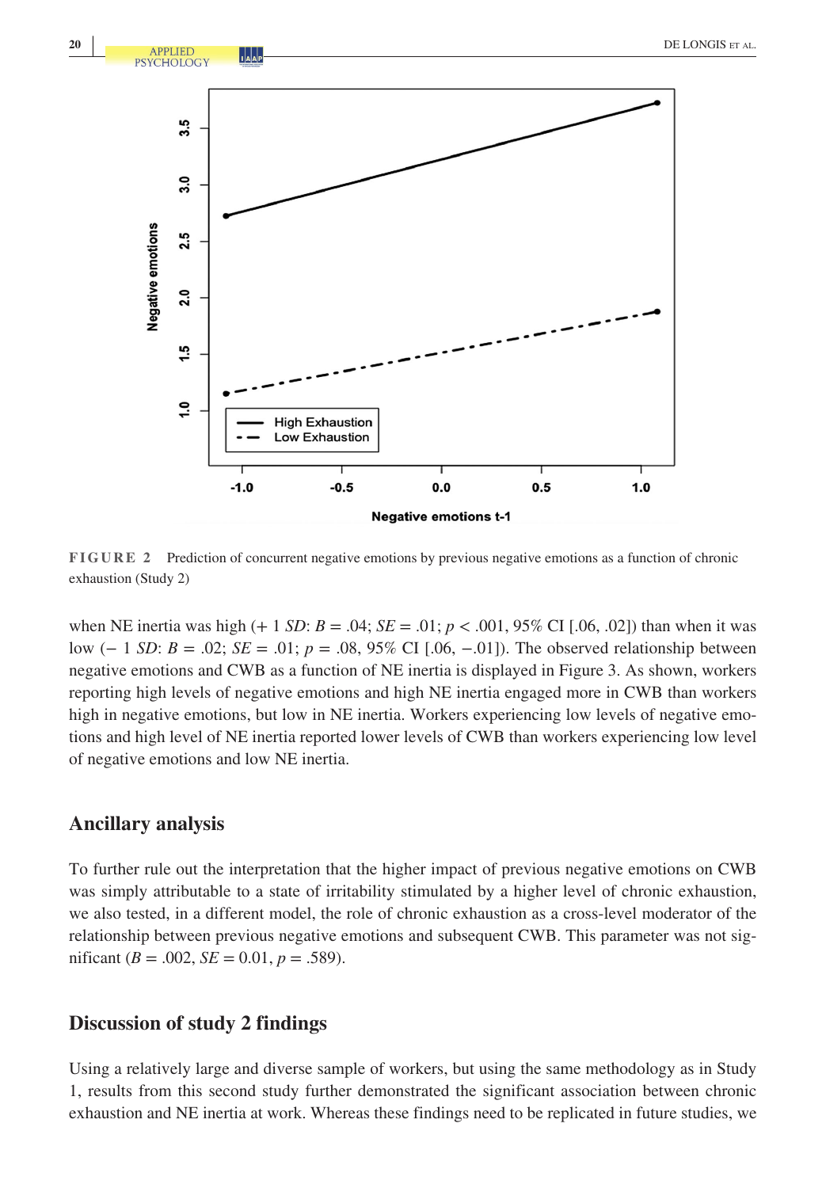FIGURE 2 Prediction of concurrent negative emotions by previous negative emotions as a function of chronic exhaustion (Study 2)

when NE inertia was high (+ 1 *SD*: $B = .04$; $SE = .01$; $p < .001$, 95% CI [.06, .02]) than when it was low (− 1 *SD*: $B = .02$; $SE = .01$; $p = .08$, 95% CI [.06, −.01]). The observed relationship between negative emotions and CWB as a function of NE inertia is displayed in Figure 3. As shown, workers reporting high levels of negative emotions and high NE inertia engaged more in CWB than workers high in negative emotions, but low in NE inertia. Workers experiencing low levels of negative emotions and high level of NE inertia reported lower levels of CWB than workers experiencing low level of negative emotions and low NE inertia.

## Ancillary analysis

To further rule out the interpretation that the higher impact of previous negative emotions on CWB was simply attributable to a state of irritability stimulated by a higher level of chronic exhaustion, we also tested, in a different model, the role of chronic exhaustion as a cross-level moderator of the relationship between previous negative emotions and subsequent CWB. This parameter was not significant ($B = .002$, $SE = 0.01$, $p = .589$).

## Discussion of study 2 findings

Using a relatively large and diverse sample of workers, but using the same methodology as in Study 1, results from this second study further demonstrated the significant association between chronic exhaustion and NE inertia at work. Whereas these findings need to be replicated in future studies, we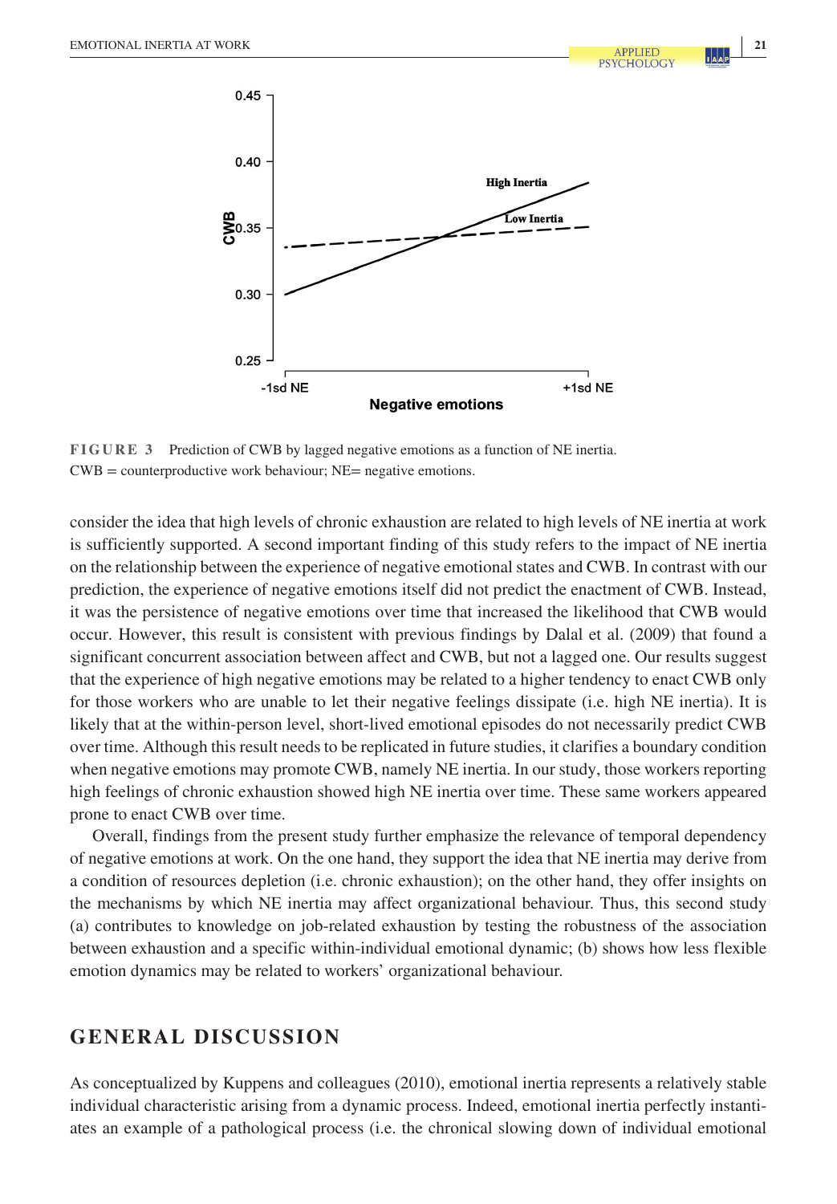FIGURE 3 Prediction of CWB by lagged negative emotions as a function of NE inertia. CWB = counterproductive work behaviour; NE= negative emotions.

consider the idea that high levels of chronic exhaustion are related to high levels of NE inertia at work is sufficiently supported. A second important finding of this study refers to the impact of NE inertia on the relationship between the experience of negative emotional states and CWB. In contrast with our prediction, the experience of negative emotions itself did not predict the enactment of CWB. Instead, it was the persistence of negative emotions over time that increased the likelihood that CWB would occur. However, this result is consistent with previous findings by Dalal et al. (2009) that found a significant concurrent association between affect and CWB, but not a lagged one. Our results suggest that the experience of high negative emotions may be related to a higher tendency to enact CWB only for those workers who are unable to let their negative feelings dissipate (i.e. high NE inertia). It is likely that at the within-person level, short-lived emotional episodes do not necessarily predict CWB over time. Although this result needs to be replicated in future studies, it clarifies a boundary condition when negative emotions may promote CWB, namely NE inertia. In our study, those workers reporting high feelings of chronic exhaustion showed high NE inertia over time. These same workers appeared prone to enact CWB over time.

Overall, findings from the present study further emphasize the relevance of temporal dependency of negative emotions at work. On the one hand, they support the idea that NE inertia may derive from a condition of resources depletion (i.e. chronic exhaustion); on the other hand, they offer insights on the mechanisms by which NE inertia may affect organizational behaviour. Thus, this second study (a) contributes to knowledge on job-related exhaustion by testing the robustness of the association between exhaustion and a specific within-individual emotional dynamic; (b) shows how less flexible emotion dynamics may be related to workers' organizational behaviour.

## GENERAL DISCUSSION

As conceptualized by Kuppens and colleagues (2010), emotional inertia represents a relatively stable individual characteristic arising from a dynamic process. Indeed, emotional inertia perfectly instantiates an example of a pathological process (i.e. the chronical slowing down of individual emotional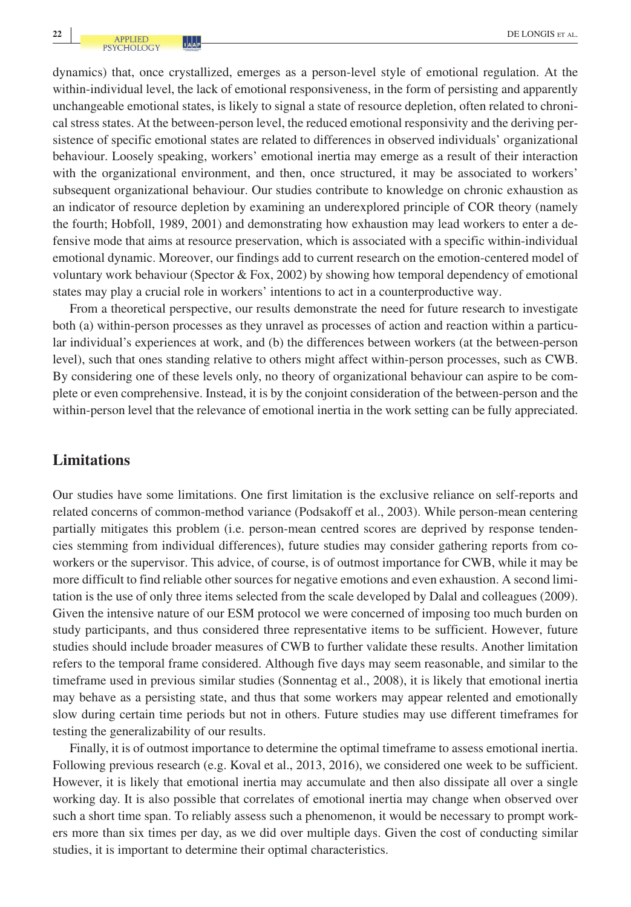dynamics) that, once crystallized, emerges as a person-level style of emotional regulation. At the within-individual level, the lack of emotional responsiveness, in the form of persisting and apparently unchangeable emotional states, is likely to signal a state of resource depletion, often related to chronical stress states. At the between-person level, the reduced emotional responsivity and the deriving persistence of specific emotional states are related to differences in observed individuals' organizational behaviour. Loosely speaking, workers' emotional inertia may emerge as a result of their interaction with the organizational environment, and then, once structured, it may be associated to workers' subsequent organizational behaviour. Our studies contribute to knowledge on chronic exhaustion as an indicator of resource depletion by examining an underexplored principle of COR theory (namely the fourth; Hobfoll, 1989, 2001) and demonstrating how exhaustion may lead workers to enter a defensive mode that aims at resource preservation, which is associated with a specific within-individual emotional dynamic. Moreover, our findings add to current research on the emotion-centered model of voluntary work behaviour (Spector & Fox, 2002) by showing how temporal dependency of emotional states may play a crucial role in workers' intentions to act in a counterproductive way.

From a theoretical perspective, our results demonstrate the need for future research to investigate both (a) within-person processes as they unravel as processes of action and reaction within a particular individual's experiences at work, and (b) the differences between workers (at the between-person level), such that ones standing relative to others might affect within-person processes, such as CWB. By considering one of these levels only, no theory of organizational behaviour can aspire to be complete or even comprehensive. Instead, it is by the conjoint consideration of the between-person and the within-person level that the relevance of emotional inertia in the work setting can be fully appreciated.

## Limitations

Our studies have some limitations. One first limitation is the exclusive reliance on self-reports and related concerns of common-method variance (Podsakoff et al., 2003). While person-mean centering partially mitigates this problem (i.e. person-mean centred scores are deprived by response tendencies stemming from individual differences), future studies may consider gathering reports from coworkers or the supervisor. This advice, of course, is of outmost importance for CWB, while it may be more difficult to find reliable other sources for negative emotions and even exhaustion. A second limitation is the use of only three items selected from the scale developed by Dalal and colleagues (2009). Given the intensive nature of our ESM protocol we were concerned of imposing too much burden on study participants, and thus considered three representative items to be sufficient. However, future studies should include broader measures of CWB to further validate these results. Another limitation refers to the temporal frame considered. Although five days may seem reasonable, and similar to the timeframe used in previous similar studies (Sonnentag et al., 2008), it is likely that emotional inertia may behave as a persisting state, and thus that some workers may appear relented and emotionally slow during certain time periods but not in others. Future studies may use different timeframes for testing the generalizability of our results.

Finally, it is of outmost importance to determine the optimal timeframe to assess emotional inertia. Following previous research (e.g. Koval et al., 2013, 2016), we considered one week to be sufficient. However, it is likely that emotional inertia may accumulate and then also dissipate all over a single working day. It is also possible that correlates of emotional inertia may change when observed over such a short time span. To reliably assess such a phenomenon, it would be necessary to prompt workers more than six times per day, as we did over multiple days. Given the cost of conducting similar studies, it is important to determine their optimal characteristics.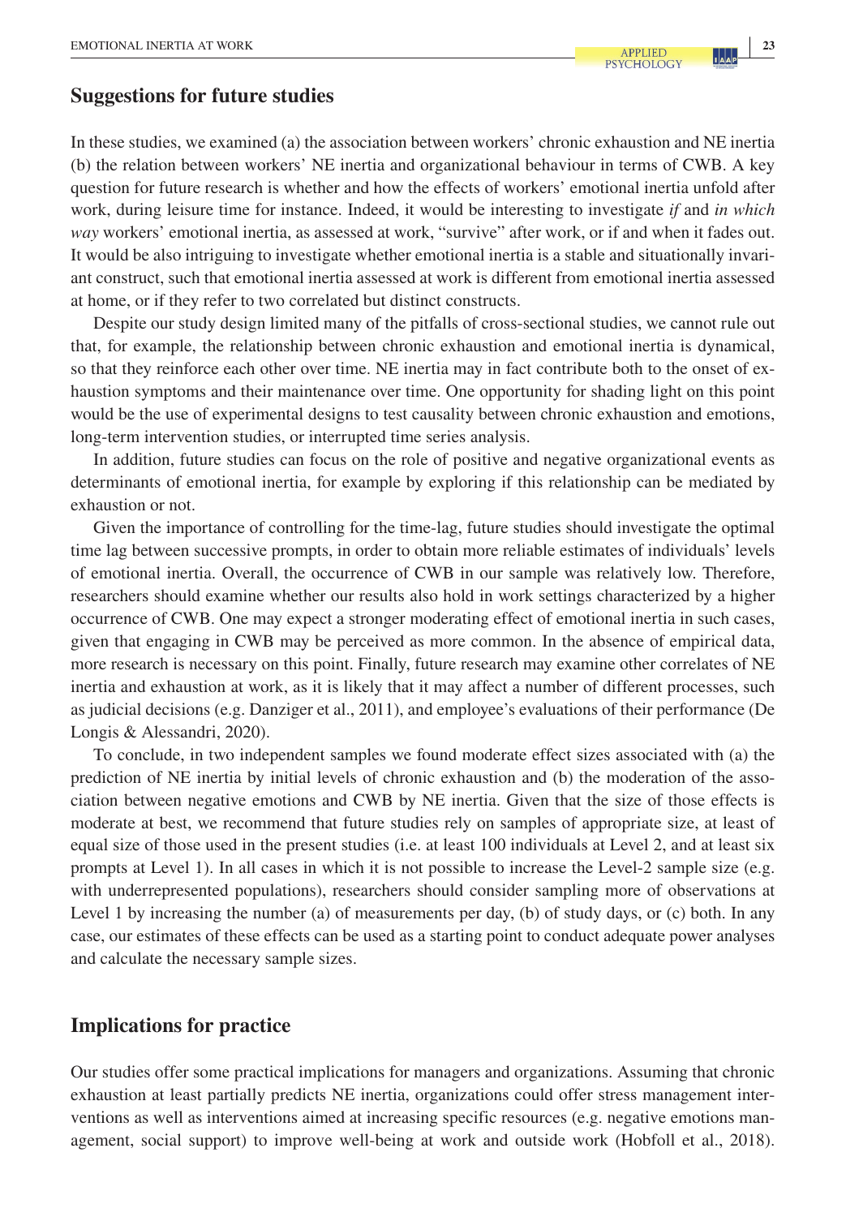## Suggestions for future studies

In these studies, we examined (a) the association between workers' chronic exhaustion and NE inertia (b) the relation between workers' NE inertia and organizational behaviour in terms of CWB. A key question for future research is whether and how the effects of workers' emotional inertia unfold after work, during leisure time for instance. Indeed, it would be interesting to investigate *if* and *in which way* workers' emotional inertia, as assessed at work, "survive" after work, or if and when it fades out. It would be also intriguing to investigate whether emotional inertia is a stable and situationally invariant construct, such that emotional inertia assessed at work is different from emotional inertia assessed at home, or if they refer to two correlated but distinct constructs.

Despite our study design limited many of the pitfalls of cross-sectional studies, we cannot rule out that, for example, the relationship between chronic exhaustion and emotional inertia is dynamical, so that they reinforce each other over time. NE inertia may in fact contribute both to the onset of exhaustion symptoms and their maintenance over time. One opportunity for shading light on this point would be the use of experimental designs to test causality between chronic exhaustion and emotions, long-term intervention studies, or interrupted time series analysis.

In addition, future studies can focus on the role of positive and negative organizational events as determinants of emotional inertia, for example by exploring if this relationship can be mediated by exhaustion or not.

Given the importance of controlling for the time-lag, future studies should investigate the optimal time lag between successive prompts, in order to obtain more reliable estimates of individuals' levels of emotional inertia. Overall, the occurrence of CWB in our sample was relatively low. Therefore, researchers should examine whether our results also hold in work settings characterized by a higher occurrence of CWB. One may expect a stronger moderating effect of emotional inertia in such cases, given that engaging in CWB may be perceived as more common. In the absence of empirical data, more research is necessary on this point. Finally, future research may examine other correlates of NE inertia and exhaustion at work, as it is likely that it may affect a number of different processes, such as judicial decisions (e.g. Danziger et al., 2011), and employee's evaluations of their performance (De Longis & Alessandri, 2020).

To conclude, in two independent samples we found moderate effect sizes associated with (a) the prediction of NE inertia by initial levels of chronic exhaustion and (b) the moderation of the association between negative emotions and CWB by NE inertia. Given that the size of those effects is moderate at best, we recommend that future studies rely on samples of appropriate size, at least of equal size of those used in the present studies (i.e. at least 100 individuals at Level 2, and at least six prompts at Level 1). In all cases in which it is not possible to increase the Level-2 sample size (e.g. with underrepresented populations), researchers should consider sampling more of observations at Level 1 by increasing the number (a) of measurements per day, (b) of study days, or (c) both. In any case, our estimates of these effects can be used as a starting point to conduct adequate power analyses and calculate the necessary sample sizes.

## Implications for practice

Our studies offer some practical implications for managers and organizations. Assuming that chronic exhaustion at least partially predicts NE inertia, organizations could offer stress management interventions as well as interventions aimed at increasing specific resources (e.g. negative emotions management, social support) to improve well-being at work and outside work (Hobfoll et al., 2018).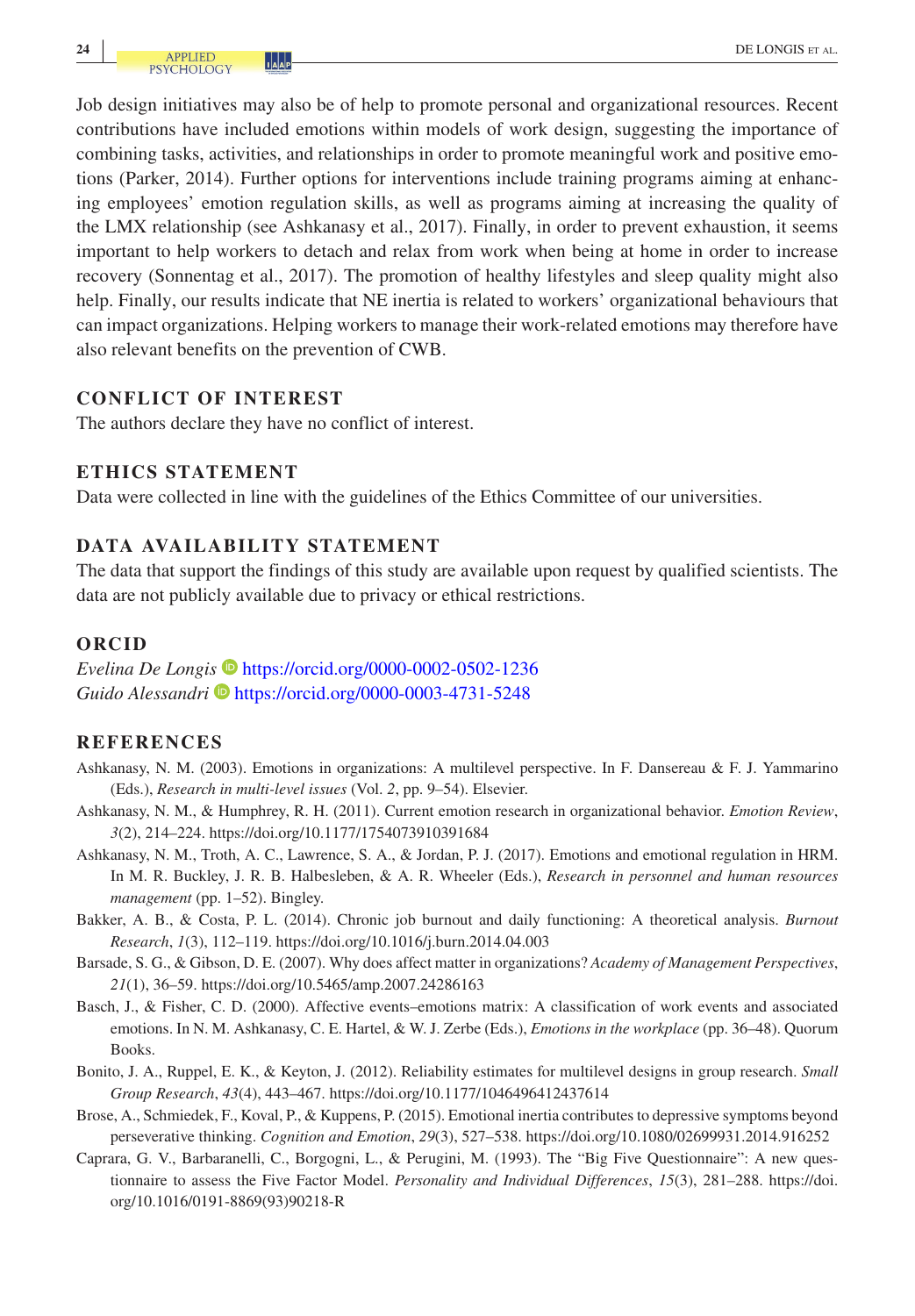Job design initiatives may also be of help to promote personal and organizational resources. Recent contributions have included emotions within models of work design, suggesting the importance of combining tasks, activities, and relationships in order to promote meaningful work and positive emotions (Parker, 2014). Further options for interventions include training programs aiming at enhancing employees' emotion regulation skills, as well as programs aiming at increasing the quality of the LMX relationship (see Ashkanasy et al., 2017). Finally, in order to prevent exhaustion, it seems important to help workers to detach and relax from work when being at home in order to increase recovery (Sonnentag et al., 2017). The promotion of healthy lifestyles and sleep quality might also help. Finally, our results indicate that NE inertia is related to workers' organizational behaviours that can impact organizations. Helping workers to manage their work-related emotions may therefore have also relevant benefits on the prevention of CWB.

## CONFLICT OF INTEREST

The authors declare they have no conflict of interest.

## ETHICS STATEMENT

Data were collected in line with the guidelines of the Ethics Committee of our universities.

## DATA AVAILABILITY STATEMENT

The data that support the findings of this study are available upon request by qualified scientists. The data are not publicly available due to privacy or ethical restrictions.

## ORCID

*Evelina De Longis* https://orcid.org/0000-0002-0502-1236
*Guido Alessandri* https://orcid.org/0000-0003-4731-5248

## REFERENCES

Ashkanasy, N. M. (2003). Emotions in organizations: A multilevel perspective. In F. Dansereau & F. J. Yammarino (Eds.), *Research in multi-level issues* (Vol. *2*, pp. 9–54). Elsevier.

Ashkanasy, N. M., & Humphrey, R. H. (2011). Current emotion research in organizational behavior. *Emotion Review*, *3*(2), 214–224. https://doi.org/10.1177/1754073910391684

Ashkanasy, N. M., Troth, A. C., Lawrence, S. A., & Jordan, P. J. (2017). Emotions and emotional regulation in HRM. In M. R. Buckley, J. R. B. Halbesleben, & A. R. Wheeler (Eds.), *Research in personnel and human resources management* (pp. 1–52). Bingley.

Bakker, A. B., & Costa, P. L. (2014). Chronic job burnout and daily functioning: A theoretical analysis. *Burnout Research*, *1*(3), 112–119. https://doi.org/10.1016/j.burn.2014.04.003

Barsade, S. G., & Gibson, D. E. (2007). Why does affect matter in organizations? *Academy of Management Perspectives*, *21*(1), 36–59. https://doi.org/10.5465/amp.2007.24286163

Basch, J., & Fisher, C. D. (2000). Affective events–emotions matrix: A classification of work events and associated emotions. In N. M. Ashkanasy, C. E. Hartel, & W. J. Zerbe (Eds.), *Emotions in the workplace* (pp. 36–48). Quorum Books.

Bonito, J. A., Ruppel, E. K., & Keyton, J. (2012). Reliability estimates for multilevel designs in group research. *Small Group Research*, *43*(4), 443–467. https://doi.org/10.1177/1046496412437614

Brose, A., Schmiedek, F., Koval, P., & Kuppens, P. (2015). Emotional inertia contributes to depressive symptoms beyond perseverative thinking. *Cognition and Emotion*, *29*(3), 527–538. https://doi.org/10.1080/02699931.2014.916252

Caprara, G. V., Barbaranelli, C., Borgogni, L., & Perugini, M. (1993). The "Big Five Questionnaire": A new questionnaire to assess the Five Factor Model. *Personality and Individual Differences*, *15*(3), 281–288. https://doi.org/10.1016/0191-8869(93)90218-R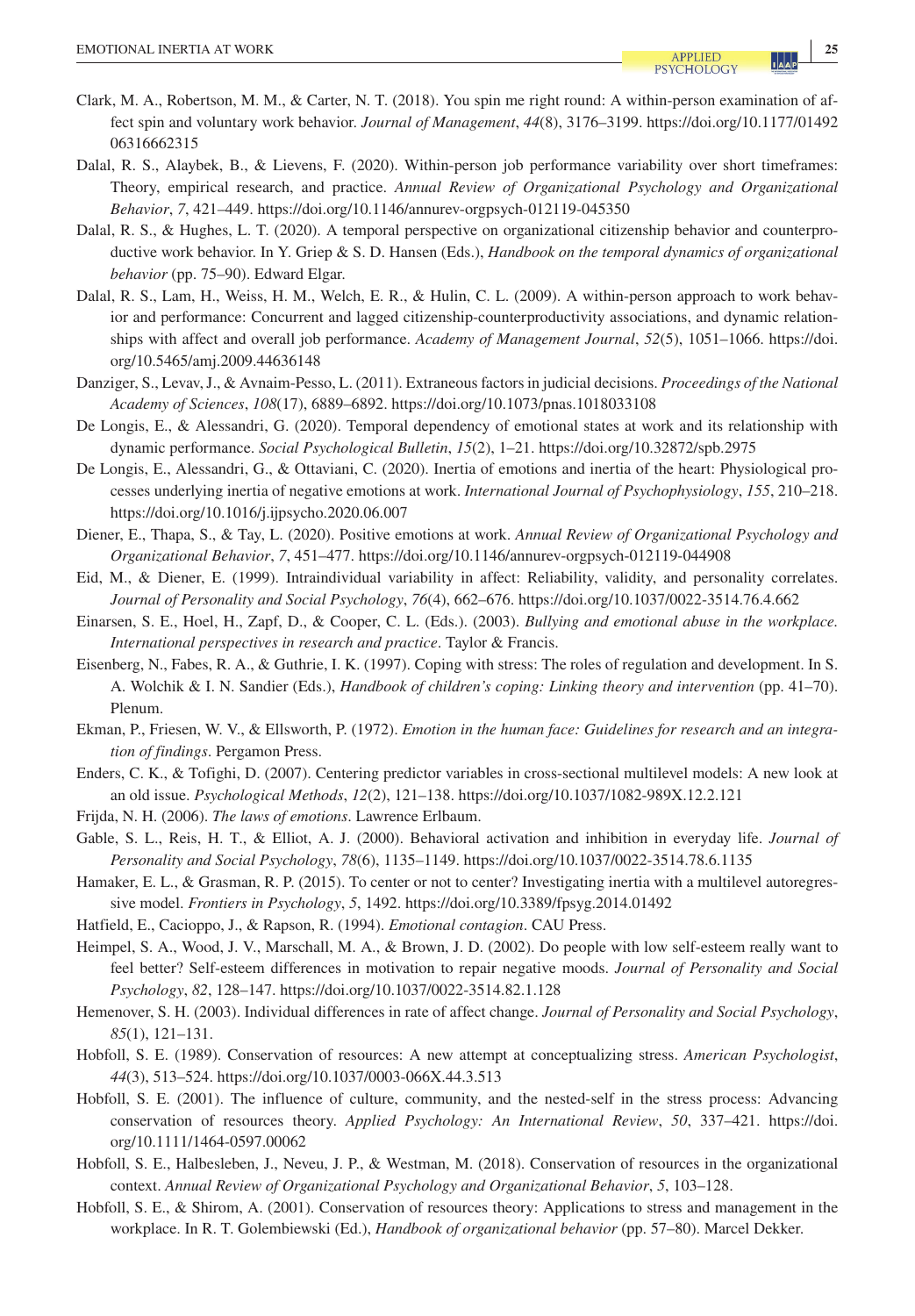Clark, M. A., Robertson, M. M., & Carter, N. T. (2018). You spin me right round: A within-person examination of affect spin and voluntary work behavior. *Journal of Management*, *44*(8), 3176–3199. https://doi.org/10.1177/0149206316662315

Dalal, R. S., Alaybek, B., & Lievens, F. (2020). Within-person job performance variability over short timeframes: Theory, empirical research, and practice. *Annual Review of Organizational Psychology and Organizational Behavior*, *7*, 421–449. https://doi.org/10.1146/annurev-orgpsych-012119-045350

Dalal, R. S., & Hughes, L. T. (2020). A temporal perspective on organizational citizenship behavior and counterproductive work behavior. In Y. Griep & S. D. Hansen (Eds.), *Handbook on the temporal dynamics of organizational behavior* (pp. 75–90). Edward Elgar.

Dalal, R. S., Lam, H., Weiss, H. M., Welch, E. R., & Hulin, C. L. (2009). A within-person approach to work behavior and performance: Concurrent and lagged citizenship-counterproductivity associations, and dynamic relationships with affect and overall job performance. *Academy of Management Journal*, *52*(5), 1051–1066. https://doi.org/10.5465/amj.2009.44636148

Danziger, S., Levav, J., & Avnaim-Pesso, L. (2011). Extraneous factors in judicial decisions. *Proceedings of the National Academy of Sciences*, *108*(17), 6889–6892. https://doi.org/10.1073/pnas.1018033108

De Longis, E., & Alessandri, G. (2020). Temporal dependency of emotional states at work and its relationship with dynamic performance. *Social Psychological Bulletin*, *15*(2), 1–21. https://doi.org/10.32872/spb.2975

De Longis, E., Alessandri, G., & Ottaviani, C. (2020). Inertia of emotions and inertia of the heart: Physiological processes underlying inertia of negative emotions at work. *International Journal of Psychophysiology*, *155*, 210–218. https://doi.org/10.1016/j.ijpsycho.2020.06.007

Diener, E., Thapa, S., & Tay, L. (2020). Positive emotions at work. *Annual Review of Organizational Psychology and Organizational Behavior*, *7*, 451–477. https://doi.org/10.1146/annurev-orgpsych-012119-044908

Eid, M., & Diener, E. (1999). Intraindividual variability in affect: Reliability, validity, and personality correlates. *Journal of Personality and Social Psychology*, *76*(4), 662–676. https://doi.org/10.1037/0022-3514.76.4.662

Einarsen, S. E., Hoel, H., Zapf, D., & Cooper, C. L. (Eds.). (2003). *Bullying and emotional abuse in the workplace. International perspectives in research and practice*. Taylor & Francis.

Eisenberg, N., Fabes, R. A., & Guthrie, I. K. (1997). Coping with stress: The roles of regulation and development. In S. A. Wolchik & I. N. Sandier (Eds.), *Handbook of children's coping: Linking theory and intervention* (pp. 41–70). Plenum.

Ekman, P., Friesen, W. V., & Ellsworth, P. (1972). *Emotion in the human face: Guidelines for research and an integration of findings*. Pergamon Press.

Enders, C. K., & Tofighi, D. (2007). Centering predictor variables in cross-sectional multilevel models: A new look at an old issue. *Psychological Methods*, *12*(2), 121–138. https://doi.org/10.1037/1082-989X.12.2.121

Frijda, N. H. (2006). *The laws of emotions*. Lawrence Erlbaum.

Gable, S. L., Reis, H. T., & Elliot, A. J. (2000). Behavioral activation and inhibition in everyday life. *Journal of Personality and Social Psychology*, *78*(6), 1135–1149. https://doi.org/10.1037/0022-3514.78.6.1135

Hamaker, E. L., & Grasman, R. P. (2015). To center or not to center? Investigating inertia with a multilevel autoregressive model. *Frontiers in Psychology*, *5*, 1492. https://doi.org/10.3389/fpsyg.2014.01492

Hatfield, E., Cacioppo, J., & Rapson, R. (1994). *Emotional contagion*. CAU Press.

Heimpel, S. A., Wood, J. V., Marschall, M. A., & Brown, J. D. (2002). Do people with low self-esteem really want to feel better? Self-esteem differences in motivation to repair negative moods. *Journal of Personality and Social Psychology*, *82*, 128–147. https://doi.org/10.1037/0022-3514.82.1.128

Hemenover, S. H. (2003). Individual differences in rate of affect change. *Journal of Personality and Social Psychology*, *85*(1), 121–131.

Hobfoll, S. E. (1989). Conservation of resources: A new attempt at conceptualizing stress. *American Psychologist*, *44*(3), 513–524. https://doi.org/10.1037/0003-066X.44.3.513

Hobfoll, S. E. (2001). The influence of culture, community, and the nested-self in the stress process: Advancing conservation of resources theory. *Applied Psychology: An International Review*, *50*, 337–421. https://doi.org/10.1111/1464-0597.00062

Hobfoll, S. E., Halbesleben, J., Neveu, J. P., & Westman, M. (2018). Conservation of resources in the organizational context. *Annual Review of Organizational Psychology and Organizational Behavior*, *5*, 103–128.

Hobfoll, S. E., & Shirom, A. (2001). Conservation of resources theory: Applications to stress and management in the workplace. In R. T. Golembiewski (Ed.), *Handbook of organizational behavior* (pp. 57–80). Marcel Dekker.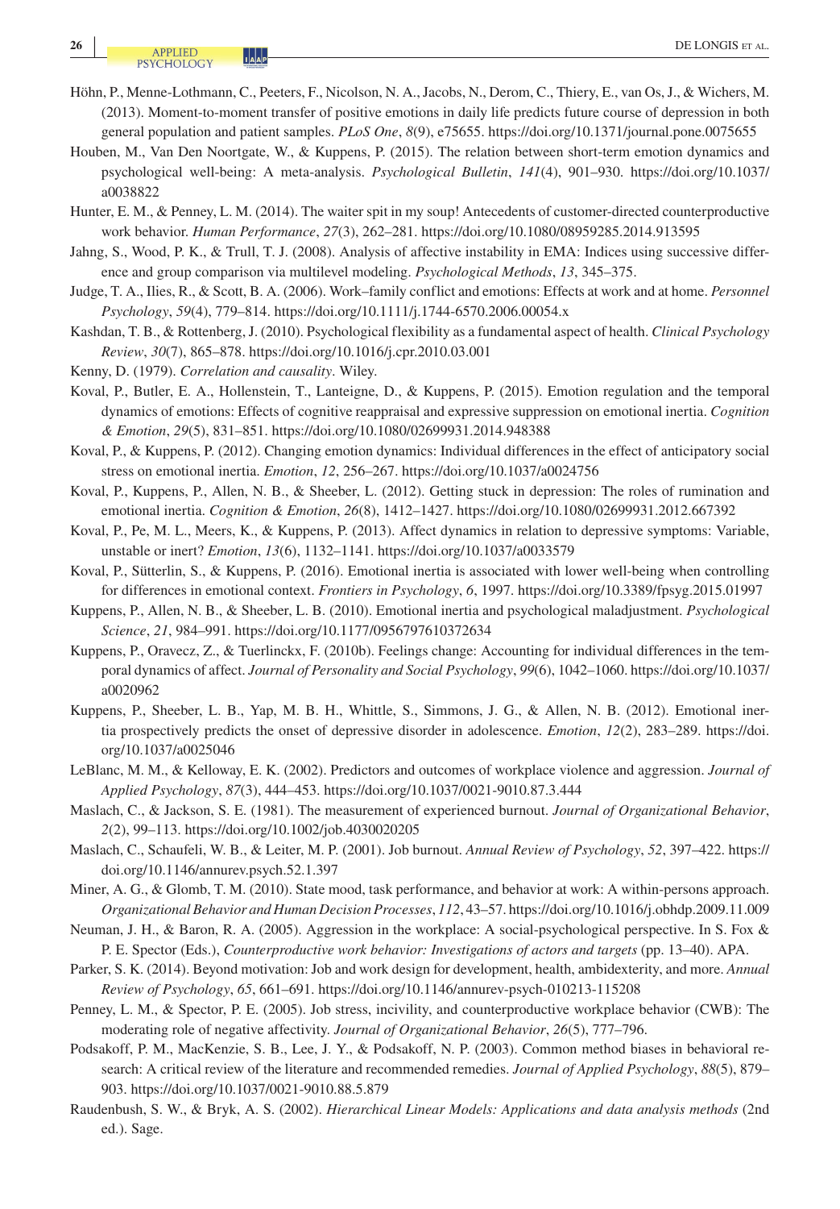Höhn, P., Menne-Lothmann, C., Peeters, F., Nicolson, N. A., Jacobs, N., Derom, C., Thiery, E., van Os, J., & Wichers, M. (2013). Moment-to-moment transfer of positive emotions in daily life predicts future course of depression in both general population and patient samples. *PLoS One*, *8*(9), e75655. https://doi.org/10.1371/journal.pone.0075655

Houben, M., Van Den Noortgate, W., & Kuppens, P. (2015). The relation between short-term emotion dynamics and psychological well-being: A meta-analysis. *Psychological Bulletin*, *141*(4), 901–930. https://doi.org/10.1037/a0038822

Hunter, E. M., & Penney, L. M. (2014). The waiter spit in my soup! Antecedents of customer-directed counterproductive work behavior. *Human Performance*, *27*(3), 262–281. https://doi.org/10.1080/08959285.2014.913595

Jahng, S., Wood, P. K., & Trull, T. J. (2008). Analysis of affective instability in EMA: Indices using successive difference and group comparison via multilevel modeling. *Psychological Methods*, *13*, 345–375.

Judge, T. A., Ilies, R., & Scott, B. A. (2006). Work–family conflict and emotions: Effects at work and at home. *Personnel Psychology*, *59*(4), 779–814. https://doi.org/10.1111/j.1744-6570.2006.00054.x

Kashdan, T. B., & Rottenberg, J. (2010). Psychological flexibility as a fundamental aspect of health. *Clinical Psychology Review*, *30*(7), 865–878. https://doi.org/10.1016/j.cpr.2010.03.001

Kenny, D. (1979). *Correlation and causality*. Wiley.

Koval, P., Butler, E. A., Hollenstein, T., Lanteigne, D., & Kuppens, P. (2015). Emotion regulation and the temporal dynamics of emotions: Effects of cognitive reappraisal and expressive suppression on emotional inertia. *Cognition & Emotion*, *29*(5), 831–851. https://doi.org/10.1080/02699931.2014.948388

Koval, P., & Kuppens, P. (2012). Changing emotion dynamics: Individual differences in the effect of anticipatory social stress on emotional inertia. *Emotion*, *12*, 256–267. https://doi.org/10.1037/a0024756

Koval, P., Kuppens, P., Allen, N. B., & Sheeber, L. (2012). Getting stuck in depression: The roles of rumination and emotional inertia. *Cognition & Emotion*, *26*(8), 1412–1427. https://doi.org/10.1080/02699931.2012.667392

Koval, P., Pe, M. L., Meers, K., & Kuppens, P. (2013). Affect dynamics in relation to depressive symptoms: Variable, unstable or inert? *Emotion*, *13*(6), 1132–1141. https://doi.org/10.1037/a0033579

Koval, P., Sütterlin, S., & Kuppens, P. (2016). Emotional inertia is associated with lower well-being when controlling for differences in emotional context. *Frontiers in Psychology*, *6*, 1997. https://doi.org/10.3389/fpsyg.2015.01997

Kuppens, P., Allen, N. B., & Sheeber, L. B. (2010). Emotional inertia and psychological maladjustment. *Psychological Science*, *21*, 984–991. https://doi.org/10.1177/0956797610372634

Kuppens, P., Oravecz, Z., & Tuerlinckx, F. (2010b). Feelings change: Accounting for individual differences in the temporal dynamics of affect. *Journal of Personality and Social Psychology*, *99*(6), 1042–1060. https://doi.org/10.1037/a0020962

Kuppens, P., Sheeber, L. B., Yap, M. B. H., Whittle, S., Simmons, J. G., & Allen, N. B. (2012). Emotional inertia prospectively predicts the onset of depressive disorder in adolescence. *Emotion*, *12*(2), 283–289. https://doi.org/10.1037/a0025046

LeBlanc, M. M., & Kelloway, E. K. (2002). Predictors and outcomes of workplace violence and aggression. *Journal of Applied Psychology*, *87*(3), 444–453. https://doi.org/10.1037/0021-9010.87.3.444

Maslach, C., & Jackson, S. E. (1981). The measurement of experienced burnout. *Journal of Organizational Behavior*, *2*(2), 99–113. https://doi.org/10.1002/job.4030020205

Maslach, C., Schaufeli, W. B., & Leiter, M. P. (2001). Job burnout. *Annual Review of Psychology*, *52*, 397–422. https://doi.org/10.1146/annurev.psych.52.1.397

Miner, A. G., & Glomb, T. M. (2010). State mood, task performance, and behavior at work: A within-persons approach. *Organizational Behavior and Human Decision Processes*, *112*, 43–57. https://doi.org/10.1016/j.obhdp.2009.11.009

Neuman, J. H., & Baron, R. A. (2005). Aggression in the workplace: A social-psychological perspective. In S. Fox & P. E. Spector (Eds.), *Counterproductive work behavior: Investigations of actors and targets* (pp. 13–40). APA.

Parker, S. K. (2014). Beyond motivation: Job and work design for development, health, ambidexterity, and more. *Annual Review of Psychology*, *65*, 661–691. https://doi.org/10.1146/annurev-psych-010213-115208

Penney, L. M., & Spector, P. E. (2005). Job stress, incivility, and counterproductive workplace behavior (CWB): The moderating role of negative affectivity. *Journal of Organizational Behavior*, *26*(5), 777–796.

Podsakoff, P. M., MacKenzie, S. B., Lee, J. Y., & Podsakoff, N. P. (2003). Common method biases in behavioral research: A critical review of the literature and recommended remedies. *Journal of Applied Psychology*, *88*(5), 879–903. https://doi.org/10.1037/0021-9010.88.5.879

Raudenbush, S. W., & Bryk, A. S. (2002). *Hierarchical Linear Models: Applications and data analysis methods* (2nd ed.). Sage.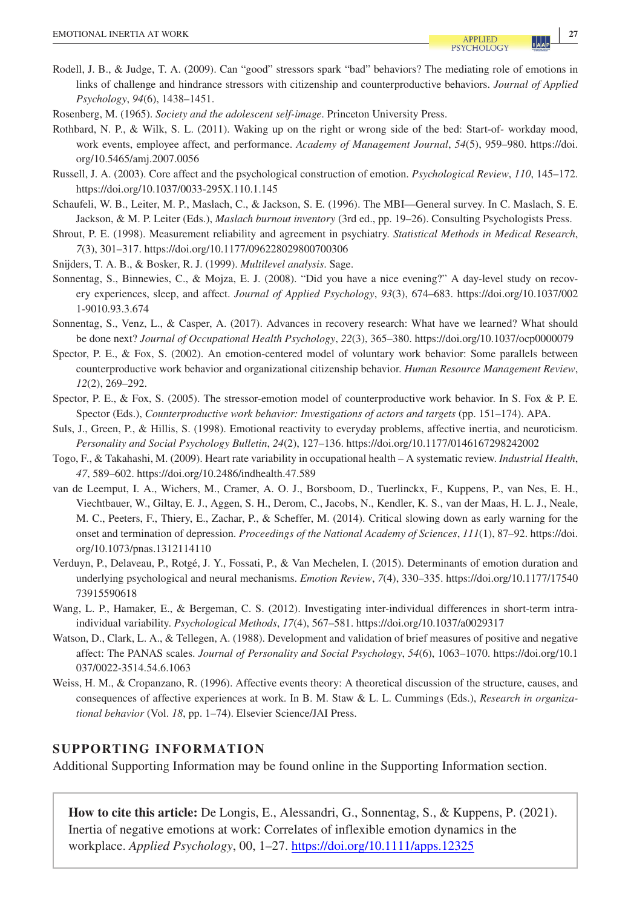Rodell, J. B., & Judge, T. A. (2009). Can "good" stressors spark "bad" behaviors? The mediating role of emotions in links of challenge and hindrance stressors with citizenship and counterproductive behaviors. *Journal of Applied Psychology*, *94*(6), 1438–1451.

Rosenberg, M. (1965). *Society and the adolescent self-image*. Princeton University Press.

Rothbard, N. P., & Wilk, S. L. (2011). Waking up on the right or wrong side of the bed: Start-of- workday mood, work events, employee affect, and performance. *Academy of Management Journal*, *54*(5), 959–980. https://doi.org/10.5465/amj.2007.0056

Russell, J. A. (2003). Core affect and the psychological construction of emotion. *Psychological Review*, *110*, 145–172. https://doi.org/10.1037/0033-295X.110.1.145

Schaufeli, W. B., Leiter, M. P., Maslach, C., & Jackson, S. E. (1996). The MBI—General survey. In C. Maslach, S. E. Jackson, & M. P. Leiter (Eds.), *Maslach burnout inventory* (3rd ed., pp. 19–26). Consulting Psychologists Press.

Shrout, P. E. (1998). Measurement reliability and agreement in psychiatry. *Statistical Methods in Medical Research*, *7*(3), 301–317. https://doi.org/10.1177/096228029800700306

Snijders, T. A. B., & Bosker, R. J. (1999). *Multilevel analysis*. Sage.

Sonnentag, S., Binnewies, C., & Mojza, E. J. (2008). "Did you have a nice evening?" A day-level study on recovery experiences, sleep, and affect. *Journal of Applied Psychology*, *93*(3), 674–683. https://doi.org/10.1037/0021-9010.93.3.674

Sonnentag, S., Venz, L., & Casper, A. (2017). Advances in recovery research: What have we learned? What should be done next? *Journal of Occupational Health Psychology*, *22*(3), 365–380. https://doi.org/10.1037/ocp0000079

Spector, P. E., & Fox, S. (2002). An emotion-centered model of voluntary work behavior: Some parallels between counterproductive work behavior and organizational citizenship behavior. *Human Resource Management Review*, *12*(2), 269–292.

Spector, P. E., & Fox, S. (2005). The stressor-emotion model of counterproductive work behavior. In S. Fox & P. E. Spector (Eds.), *Counterproductive work behavior: Investigations of actors and targets* (pp. 151–174). APA.

Suls, J., Green, P., & Hillis, S. (1998). Emotional reactivity to everyday problems, affective inertia, and neuroticism. *Personality and Social Psychology Bulletin*, *24*(2), 127–136. https://doi.org/10.1177/0146167298242002

Togo, F., & Takahashi, M. (2009). Heart rate variability in occupational health – A systematic review. *Industrial Health*, *47*, 589–602. https://doi.org/10.2486/indhealth.47.589

van de Leemput, I. A., Wichers, M., Cramer, A. O. J., Borsboom, D., Tuerlinckx, F., Kuppens, P., van Nes, E. H., Viechtbauer, W., Giltay, E. J., Aggen, S. H., Derom, C., Jacobs, N., Kendler, K. S., van der Maas, H. L. J., Neale, M. C., Peeters, F., Thiery, E., Zachar, P., & Scheffer, M. (2014). Critical slowing down as early warning for the onset and termination of depression. *Proceedings of the National Academy of Sciences*, *111*(1), 87–92. https://doi.org/10.1073/pnas.1312114110

Verduyn, P., Delaveau, P., Rotgé, J. Y., Fossati, P., & Van Mechelen, I. (2015). Determinants of emotion duration and underlying psychological and neural mechanisms. *Emotion Review*, *7*(4), 330–335. https://doi.org/10.1177/1754073915590618

Wang, L. P., Hamaker, E., & Bergeman, C. S. (2012). Investigating inter-individual differences in short-term intra-individual variability. *Psychological Methods*, *17*(4), 567–581. https://doi.org/10.1037/a0029317

Watson, D., Clark, L. A., & Tellegen, A. (1988). Development and validation of brief measures of positive and negative affect: The PANAS scales. *Journal of Personality and Social Psychology*, *54*(6), 1063–1070. https://doi.org/10.1037/0022-3514.54.6.1063

Weiss, H. M., & Cropanzano, R. (1996). Affective events theory: A theoretical discussion of the structure, causes, and consequences of affective experiences at work. In B. M. Staw & L. L. Cummings (Eds.), *Research in organizational behavior* (Vol. *18*, pp. 1–74). Elsevier Science/JAI Press.

## SUPPORTING INFORMATION

Additional Supporting Information may be found online in the Supporting Information section.

**How to cite this article:** De Longis, E., Alessandri, G., Sonnentag, S., & Kuppens, P. (2021). Inertia of negative emotions at work: Correlates of inflexible emotion dynamics in the workplace. *Applied Psychology*, 00, 1–27. https://doi.org/10.1111/apps.12325